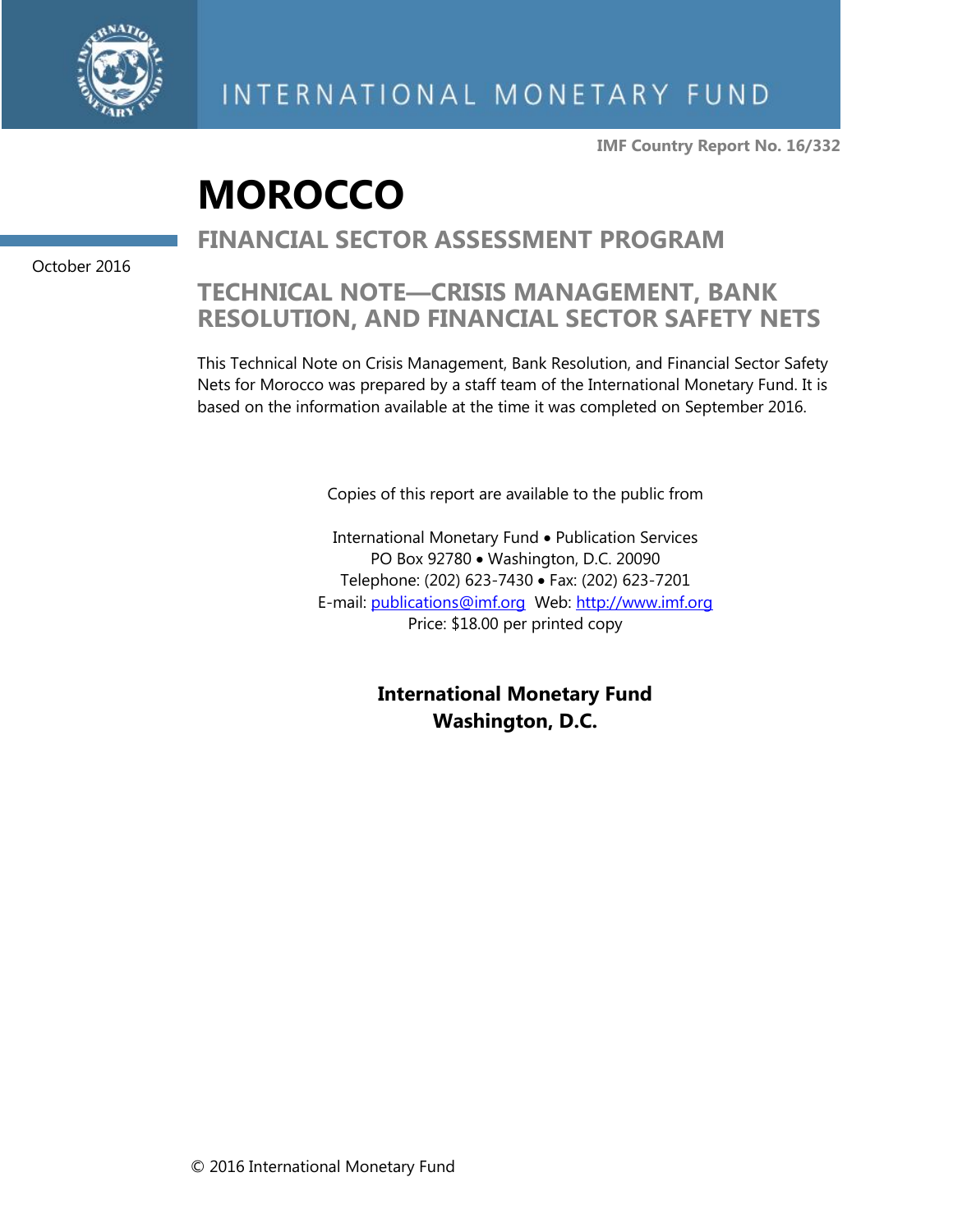INTERNATIONAL MONETARY FUND

**IMF Country Report No. 16/332**

# MOROCCO

## FINANCIAL SECTOR ASSESSMENT PROGRAM

October 2016

## TECHNICAL NOTE—CRISIS MANAGEMENT, BANK RESOLUTION, AND FINANCIAL SECTOR SAFETY NETS

This Technical Note on Crisis Management, Bank Resolution, and Financial Sector Safety Nets for Morocco was prepared by a staff team of the International Monetary Fund. It is based on the information available at the time it was completed on September 2016.

Copies of this report are available to the public from

International Monetary Fund • Publication Services
PO Box 92780 • Washington, D.C. 20090
Telephone: (202) 623-7430 • Fax: (202) 623-7201
E-mail: publications@imf.org Web: http://www.imf.org
Price: $18.00 per printed copy

**International Monetary Fund**
**Washington, D.C.**

© 2016 International Monetary Fund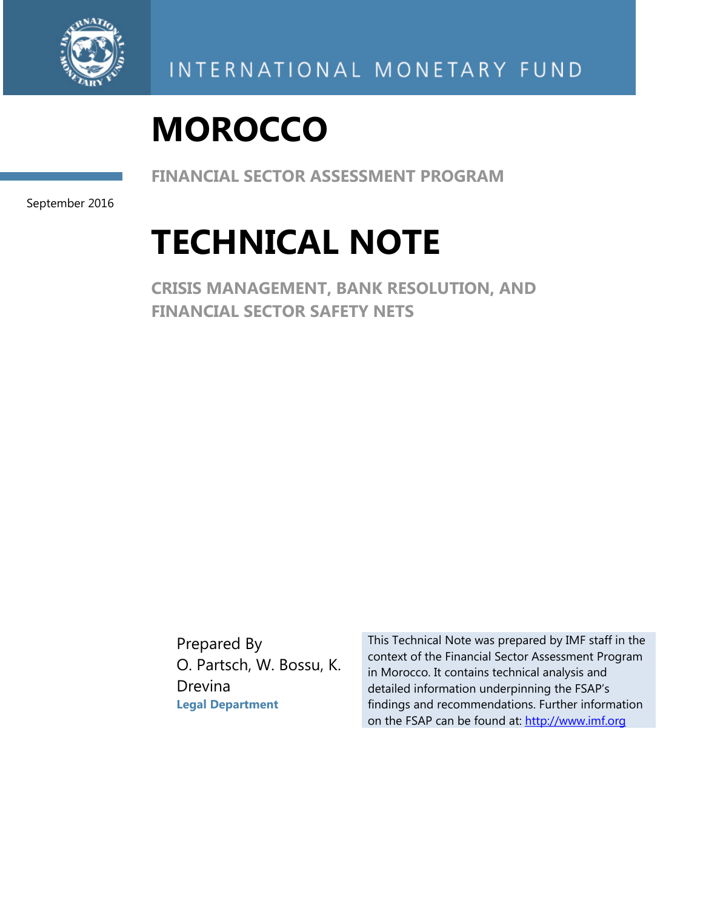INTERNATIONAL MONETARY FUND

# MOROCCO

FINANCIAL SECTOR ASSESSMENT PROGRAM

September 2016

# TECHNICAL NOTE

## CRISIS MANAGEMENT, BANK RESOLUTION, AND FINANCIAL SECTOR SAFETY NETS

Prepared By
O. Partsch, W. Bossu, K. Drevina
**Legal Department**

This Technical Note was prepared by IMF staff in the context of the Financial Sector Assessment Program in Morocco. It contains technical analysis and detailed information underpinning the FSAP's findings and recommendations. Further information on the FSAP can be found at: http://www.imf.org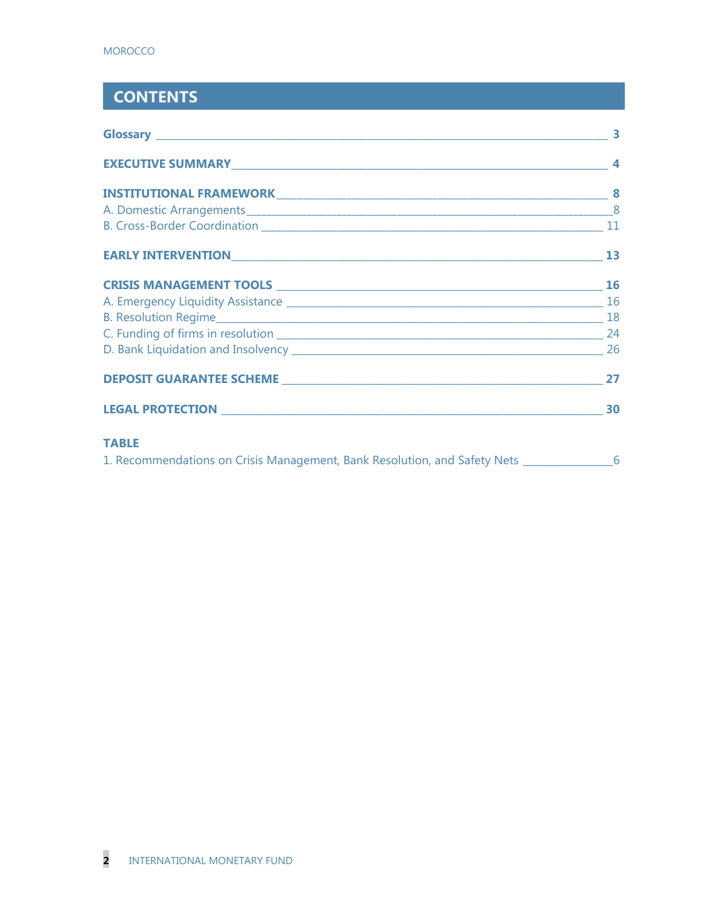# CONTENTS

**Glossary** ____ **3**

**EXECUTIVE SUMMARY** ____ **4**

**INSTITUTIONAL FRAMEWORK** ____ **8**

A. Domestic Arrangements ____ 8

B. Cross-Border Coordination ____ 11

**EARLY INTERVENTION** ____ **13**

**CRISIS MANAGEMENT TOOLS** ____ **16**

A. Emergency Liquidity Assistance ____ 16

B. Resolution Regime ____ 18

C. Funding of firms in resolution ____ 24

D. Bank Liquidation and Insolvency ____ 26

**DEPOSIT GUARANTEE SCHEME** ____ **27**

**LEGAL PROTECTION** ____ **30**

**TABLE**

1. Recommendations on Crisis Management, Bank Resolution, and Safety Nets ____ 6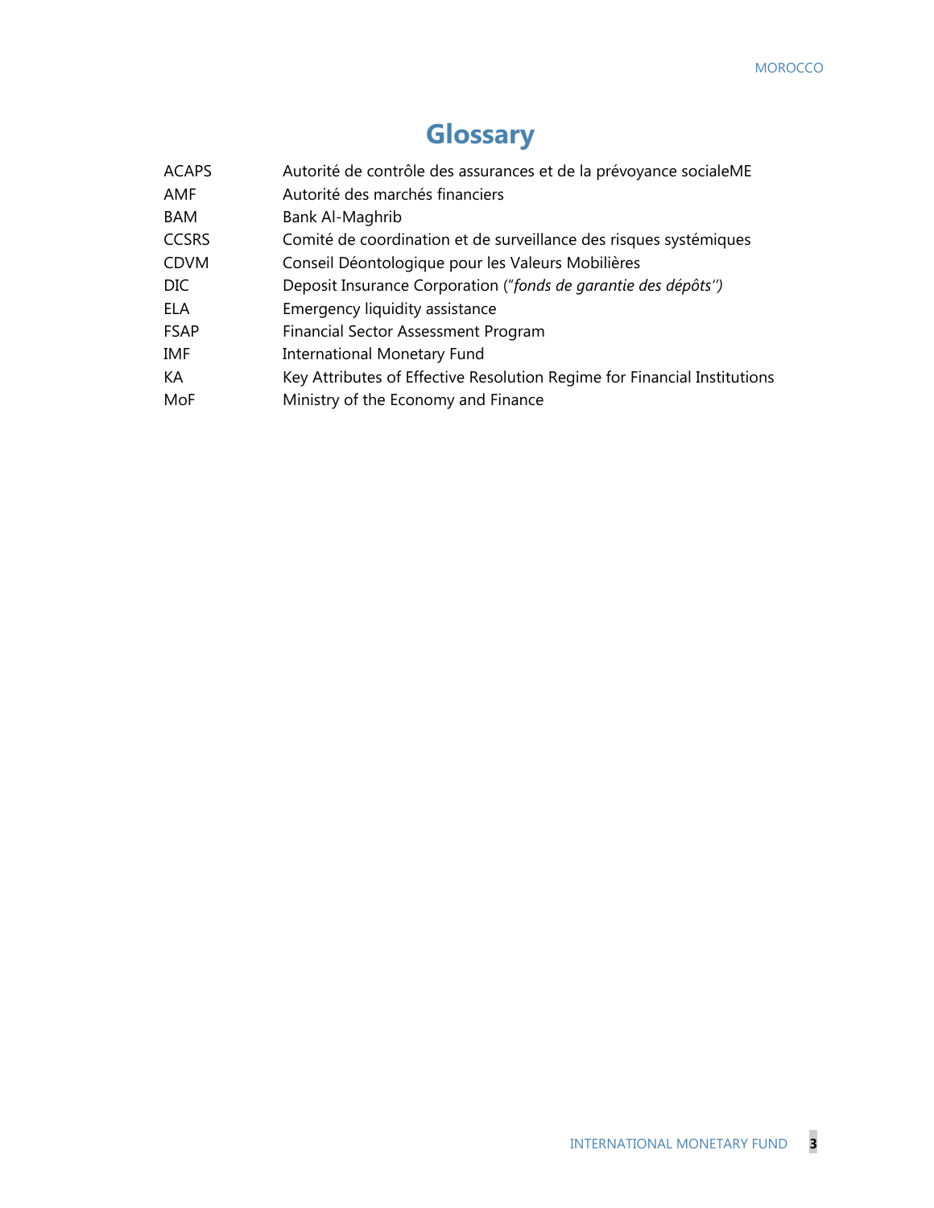# Glossary

| | |
|---|---|
| ACAPS | Autorité de contrôle des assurances et de la prévoyance socialeME |
| AMF | Autorité des marchés financiers |
| BAM | Bank Al-Maghrib |
| CCSRS | Comité de coordination et de surveillance des risques systémiques |
| CDVM | Conseil Déontologique pour les Valeurs Mobilières |
| DIC | Deposit Insurance Corporation (*"fonds de garantie des dépôts"*) |
| ELA | Emergency liquidity assistance |
| FSAP | Financial Sector Assessment Program |
| IMF | International Monetary Fund |
| KA | Key Attributes of Effective Resolution Regime for Financial Institutions |
| MoF | Ministry of the Economy and Finance |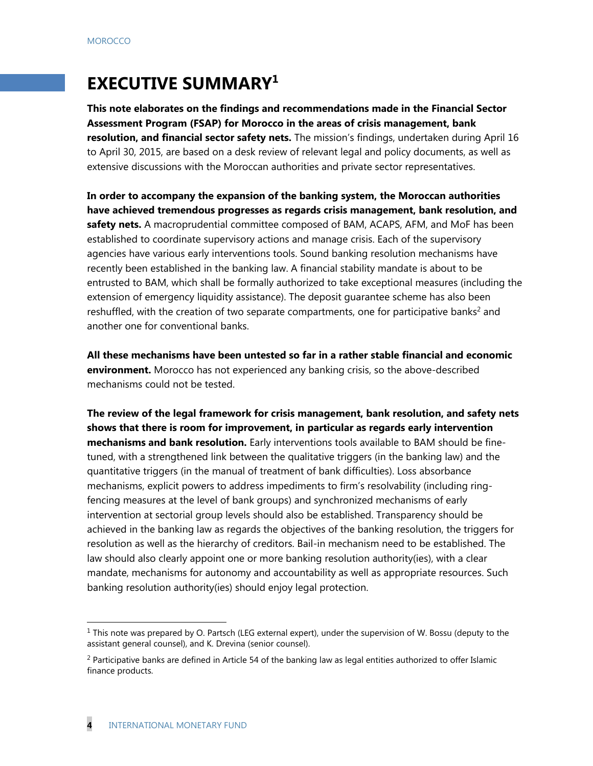# EXECUTIVE SUMMARY[1]

**This note elaborates on the findings and recommendations made in the Financial Sector Assessment Program (FSAP) for Morocco in the areas of crisis management, bank resolution, and financial sector safety nets.** The mission's findings, undertaken during April 16 to April 30, 2015, are based on a desk review of relevant legal and policy documents, as well as extensive discussions with the Moroccan authorities and private sector representatives.

**In order to accompany the expansion of the banking system, the Moroccan authorities have achieved tremendous progresses as regards crisis management, bank resolution, and safety nets.** A macroprudential committee composed of BAM, ACAPS, AFM, and MoF has been established to coordinate supervisory actions and manage crisis. Each of the supervisory agencies have various early interventions tools. Sound banking resolution mechanisms have recently been established in the banking law. A financial stability mandate is about to be entrusted to BAM, which shall be formally authorized to take exceptional measures (including the extension of emergency liquidity assistance). The deposit guarantee scheme has also been reshuffled, with the creation of two separate compartments, one for participative banks[2] and another one for conventional banks.

**All these mechanisms have been untested so far in a rather stable financial and economic environment.** Morocco has not experienced any banking crisis, so the above-described mechanisms could not be tested.

**The review of the legal framework for crisis management, bank resolution, and safety nets shows that there is room for improvement, in particular as regards early intervention mechanisms and bank resolution.** Early interventions tools available to BAM should be fine-tuned, with a strengthened link between the qualitative triggers (in the banking law) and the quantitative triggers (in the manual of treatment of bank difficulties). Loss absorbance mechanisms, explicit powers to address impediments to firm's resolvability (including ring-fencing measures at the level of bank groups) and synchronized mechanisms of early intervention at sectorial group levels should also be established. Transparency should be achieved in the banking law as regards the objectives of the banking resolution, the triggers for resolution as well as the hierarchy of creditors. Bail-in mechanism need to be established. The law should also clearly appoint one or more banking resolution authority(ies), with a clear mandate, mechanisms for autonomy and accountability as well as appropriate resources. Such banking resolution authority(ies) should enjoy legal protection.

---

[1] This note was prepared by O. Partsch (LEG external expert), under the supervision of W. Bossu (deputy to the assistant general counsel), and K. Drevina (senior counsel).

[2] Participative banks are defined in Article 54 of the banking law as legal entities authorized to offer Islamic finance products.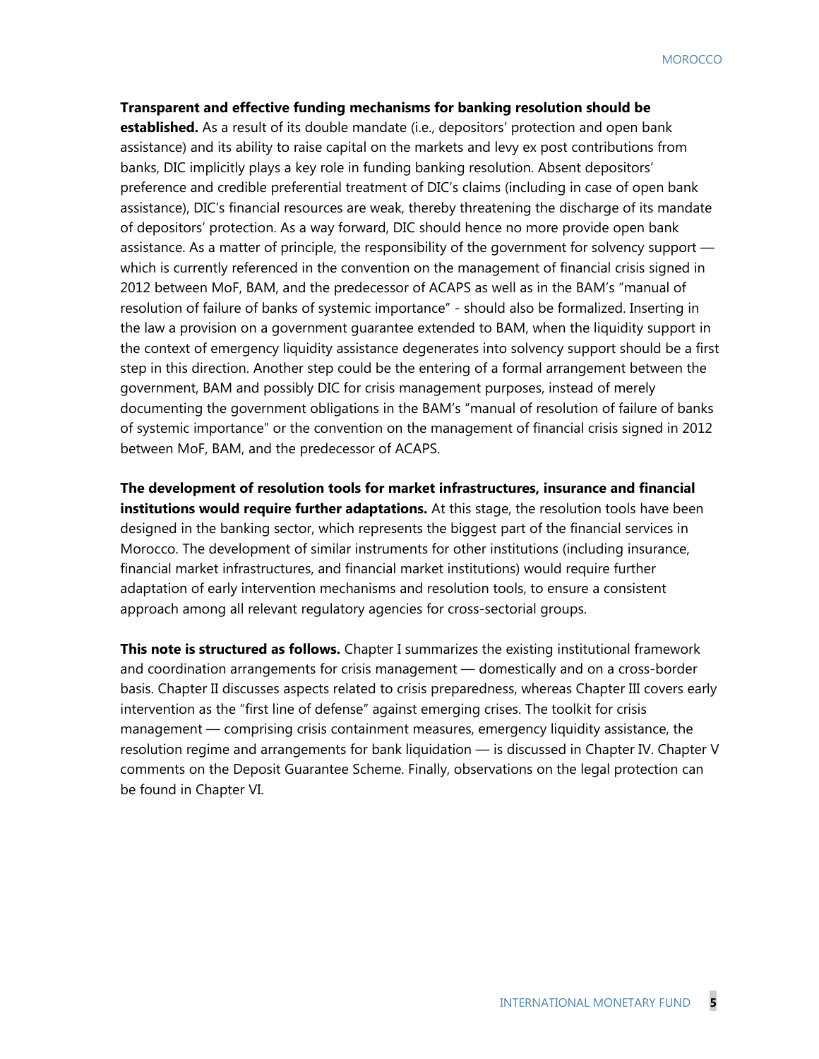**Transparent and effective funding mechanisms for banking resolution should be established.** As a result of its double mandate (i.e., depositors' protection and open bank assistance) and its ability to raise capital on the markets and levy ex post contributions from banks, DIC implicitly plays a key role in funding banking resolution. Absent depositors' preference and credible preferential treatment of DIC's claims (including in case of open bank assistance), DIC's financial resources are weak, thereby threatening the discharge of its mandate of depositors' protection. As a way forward, DIC should hence no more provide open bank assistance. As a matter of principle, the responsibility of the government for solvency support — which is currently referenced in the convention on the management of financial crisis signed in 2012 between MoF, BAM, and the predecessor of ACAPS as well as in the BAM's "manual of resolution of failure of banks of systemic importance" - should also be formalized. Inserting in the law a provision on a government guarantee extended to BAM, when the liquidity support in the context of emergency liquidity assistance degenerates into solvency support should be a first step in this direction. Another step could be the entering of a formal arrangement between the government, BAM and possibly DIC for crisis management purposes, instead of merely documenting the government obligations in the BAM's "manual of resolution of failure of banks of systemic importance" or the convention on the management of financial crisis signed in 2012 between MoF, BAM, and the predecessor of ACAPS.

**The development of resolution tools for market infrastructures, insurance and financial institutions would require further adaptations.** At this stage, the resolution tools have been designed in the banking sector, which represents the biggest part of the financial services in Morocco. The development of similar instruments for other institutions (including insurance, financial market infrastructures, and financial market institutions) would require further adaptation of early intervention mechanisms and resolution tools, to ensure a consistent approach among all relevant regulatory agencies for cross-sectorial groups.

**This note is structured as follows.** Chapter I summarizes the existing institutional framework and coordination arrangements for crisis management — domestically and on a cross-border basis. Chapter II discusses aspects related to crisis preparedness, whereas Chapter III covers early intervention as the "first line of defense" against emerging crises. The toolkit for crisis management — comprising crisis containment measures, emergency liquidity assistance, the resolution regime and arrangements for bank liquidation — is discussed in Chapter IV. Chapter V comments on the Deposit Guarantee Scheme. Finally, observations on the legal protection can be found in Chapter VI.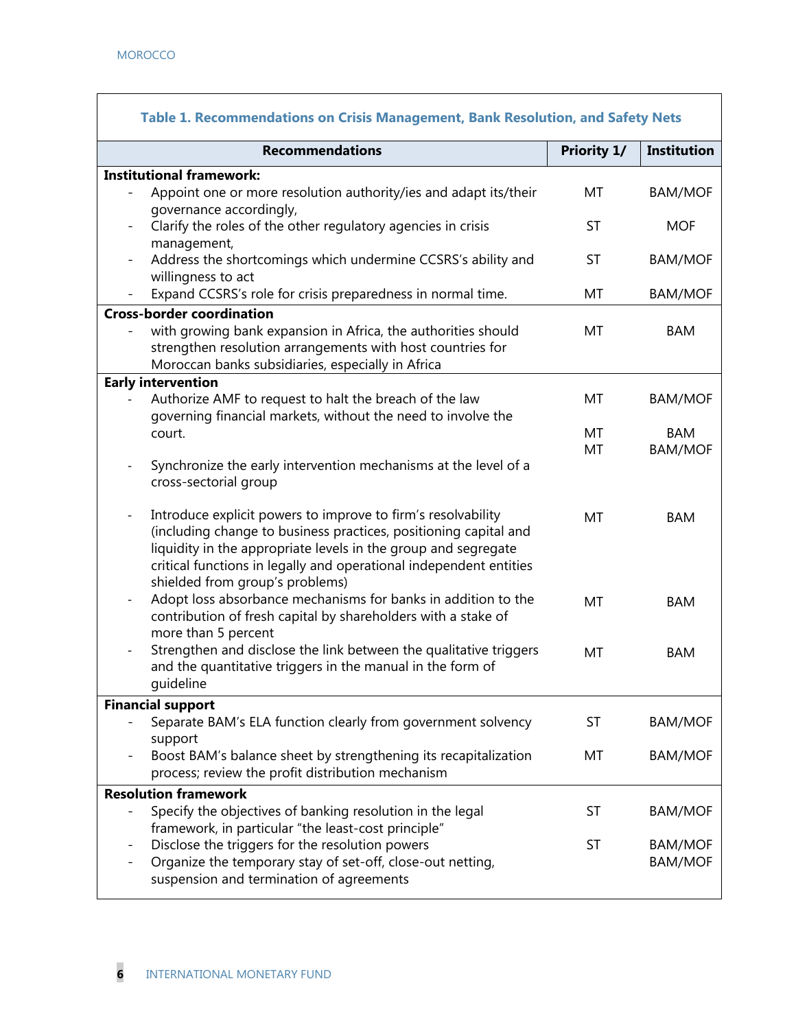**Table 1. Recommendations on Crisis Management, Bank Resolution, and Safety Nets**

| Recommendations | Priority 1/ | Institution |
|---|---|---|
| **Institutional framework:** | | |
| - Appoint one or more resolution authority/ies and adapt its/their governance accordingly, | MT | BAM/MOF |
| - Clarify the roles of the other regulatory agencies in crisis management, | ST | MOF |
| - Address the shortcomings which undermine CCSRS's ability and willingness to act | ST | BAM/MOF |
| - Expand CCSRS's role for crisis preparedness in normal time. | MT | BAM/MOF |
| **Cross-border coordination** | | |
| - with growing bank expansion in Africa, the authorities should strengthen resolution arrangements with host countries for Moroccan banks subsidiaries, especially in Africa | MT | BAM |
| **Early intervention** | | |
| - Authorize AMF to request to halt the breach of the law governing financial markets, without the need to involve the court. | MT | BAM/MOF |
| | MT | BAM |
| - Synchronize the early intervention mechanisms at the level of a cross-sectorial group | MT | BAM/MOF |
| - Introduce explicit powers to improve to firm's resolvability (including change to business practices, positioning capital and liquidity in the appropriate levels in the group and segregate critical functions in legally and operational independent entities shielded from group's problems) | MT | BAM |
| - Adopt loss absorbance mechanisms for banks in addition to the contribution of fresh capital by shareholders with a stake of more than 5 percent | MT | BAM |
| - Strengthen and disclose the link between the qualitative triggers and the quantitative triggers in the manual in the form of guideline | MT | BAM |
| **Financial support** | | |
| - Separate BAM's ELA function clearly from government solvency support | ST | BAM/MOF |
| - Boost BAM's balance sheet by strengthening its recapitalization process; review the profit distribution mechanism | MT | BAM/MOF |
| **Resolution framework** | | |
| - Specify the objectives of banking resolution in the legal framework, in particular "the least-cost principle" | ST | BAM/MOF |
| - Disclose the triggers for the resolution powers | ST | BAM/MOF |
| - Organize the temporary stay of set-off, close-out netting, suspension and termination of agreements | | BAM/MOF |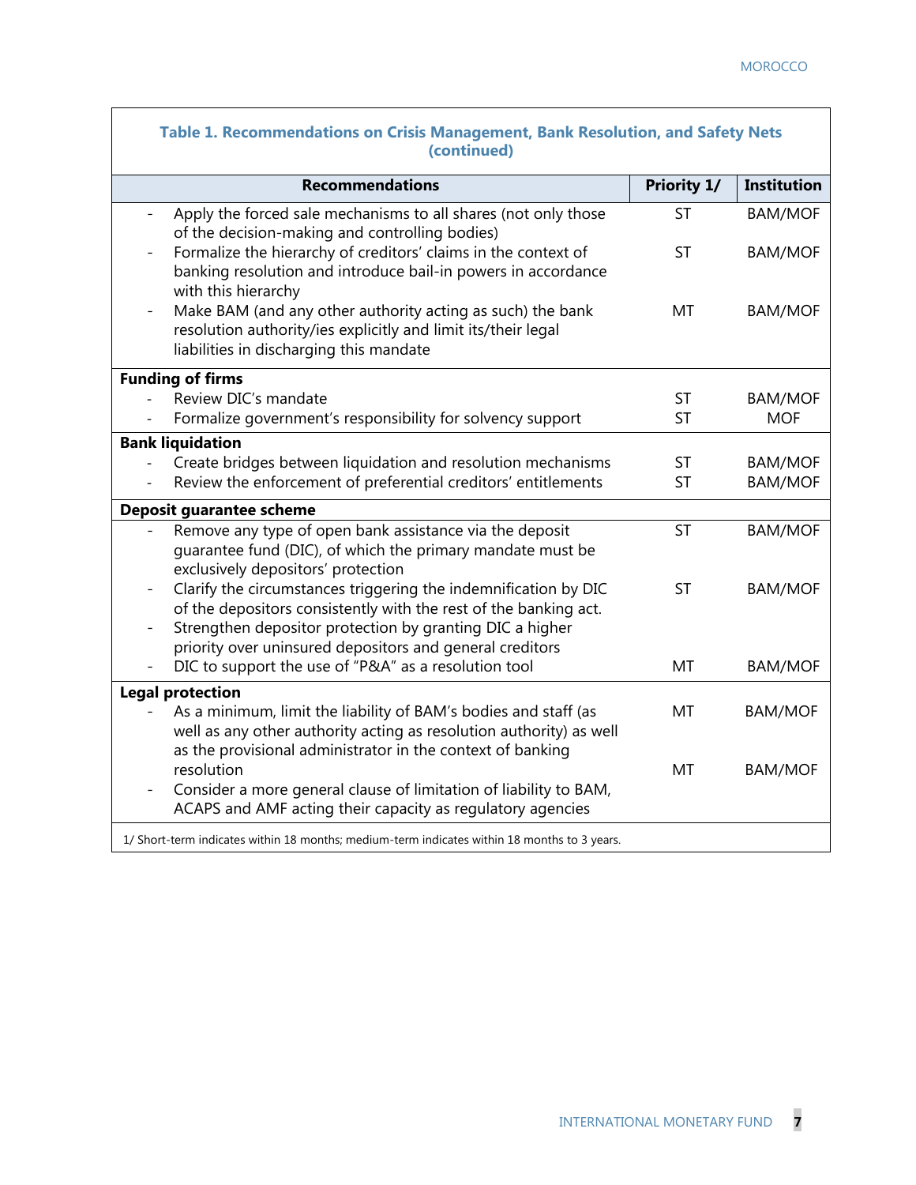**Table 1. Recommendations on Crisis Management, Bank Resolution, and Safety Nets (continued)**

| Recommendations | Priority 1/ | Institution |
|---|---|---|
| - Apply the forced sale mechanisms to all shares (not only those of the decision-making and controlling bodies) | ST | BAM/MOF |
| - Formalize the hierarchy of creditors' claims in the context of banking resolution and introduce bail-in powers in accordance with this hierarchy | ST | BAM/MOF |
| - Make BAM (and any other authority acting as such) the bank resolution authority/ies explicitly and limit its/their legal liabilities in discharging this mandate | MT | BAM/MOF |
| **Funding of firms** | | |
| - Review DIC's mandate | ST | BAM/MOF |
| - Formalize government's responsibility for solvency support | ST | MOF |
| **Bank liquidation** | | |
| - Create bridges between liquidation and resolution mechanisms | ST | BAM/MOF |
| - Review the enforcement of preferential creditors' entitlements | ST | BAM/MOF |
| **Deposit guarantee scheme** | | |
| - Remove any type of open bank assistance via the deposit guarantee fund (DIC), of which the primary mandate must be exclusively depositors' protection | ST | BAM/MOF |
| - Clarify the circumstances triggering the indemnification by DIC of the depositors consistently with the rest of the banking act. | ST | BAM/MOF |
| - Strengthen depositor protection by granting DIC a higher priority over uninsured depositors and general creditors | | |
| - DIC to support the use of "P&A" as a resolution tool | MT | BAM/MOF |
| **Legal protection** | | |
| - As a minimum, limit the liability of BAM's bodies and staff (as well as any other authority acting as resolution authority) as well as the provisional administrator in the context of banking resolution | MT | BAM/MOF |
| - Consider a more general clause of limitation of liability to BAM, ACAPS and AMF acting their capacity as regulatory agencies | MT | BAM/MOF |

1/ Short-term indicates within 18 months; medium-term indicates within 18 months to 3 years.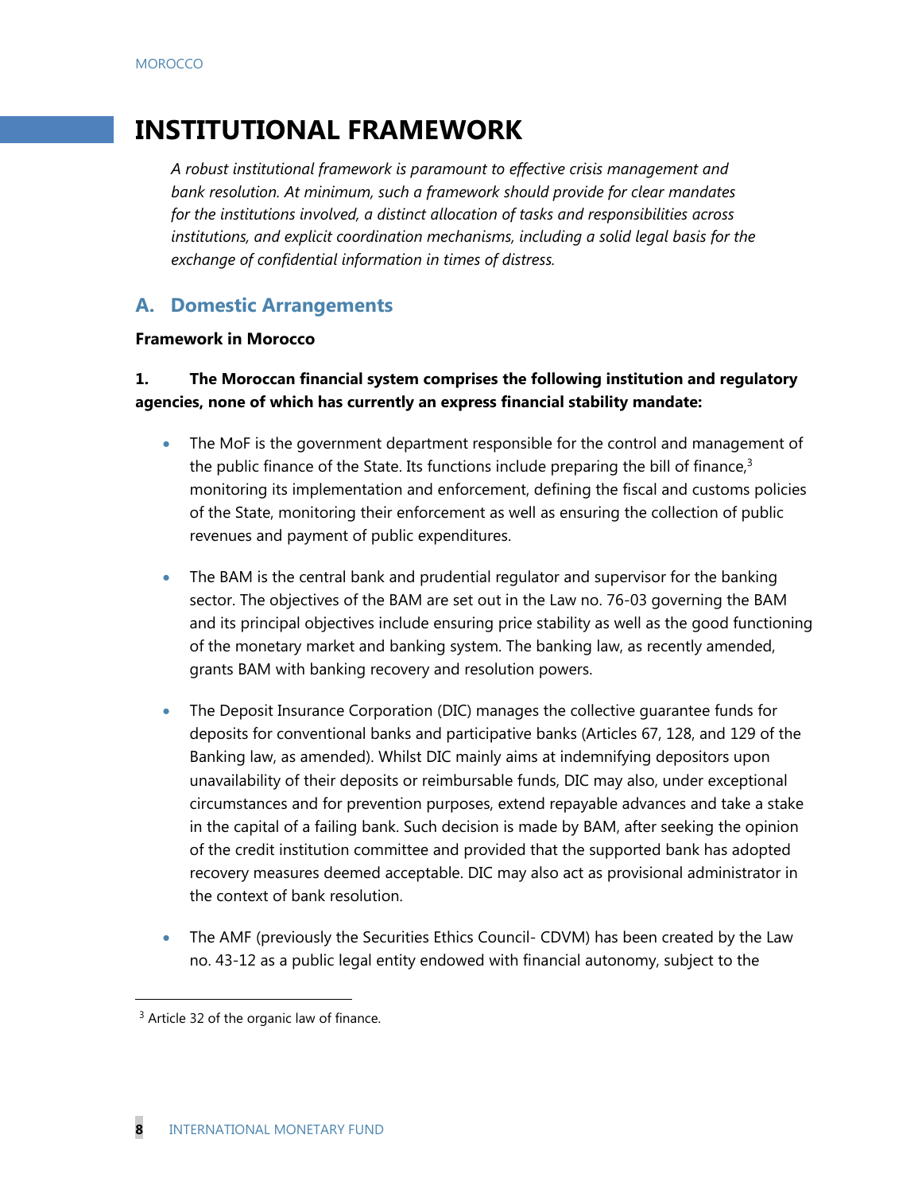# INSTITUTIONAL FRAMEWORK

*A robust institutional framework is paramount to effective crisis management and bank resolution. At minimum, such a framework should provide for clear mandates for the institutions involved, a distinct allocation of tasks and responsibilities across institutions, and explicit coordination mechanisms, including a solid legal basis for the exchange of confidential information in times of distress.*

## A. Domestic Arrangements

**Framework in Morocco**

**1. The Moroccan financial system comprises the following institution and regulatory agencies, none of which has currently an express financial stability mandate:**

- The MoF is the government department responsible for the control and management of the public finance of the State. Its functions include preparing the bill of finance,[3] monitoring its implementation and enforcement, defining the fiscal and customs policies of the State, monitoring their enforcement as well as ensuring the collection of public revenues and payment of public expenditures.

- The BAM is the central bank and prudential regulator and supervisor for the banking sector. The objectives of the BAM are set out in the Law no. 76-03 governing the BAM and its principal objectives include ensuring price stability as well as the good functioning of the monetary market and banking system. The banking law, as recently amended, grants BAM with banking recovery and resolution powers.

- The Deposit Insurance Corporation (DIC) manages the collective guarantee funds for deposits for conventional banks and participative banks (Articles 67, 128, and 129 of the Banking law, as amended). Whilst DIC mainly aims at indemnifying depositors upon unavailability of their deposits or reimbursable funds, DIC may also, under exceptional circumstances and for prevention purposes, extend repayable advances and take a stake in the capital of a failing bank. Such decision is made by BAM, after seeking the opinion of the credit institution committee and provided that the supported bank has adopted recovery measures deemed acceptable. DIC may also act as provisional administrator in the context of bank resolution.

- The AMF (previously the Securities Ethics Council- CDVM) has been created by the Law no. 43-12 as a public legal entity endowed with financial autonomy, subject to the

[3] Article 32 of the organic law of finance.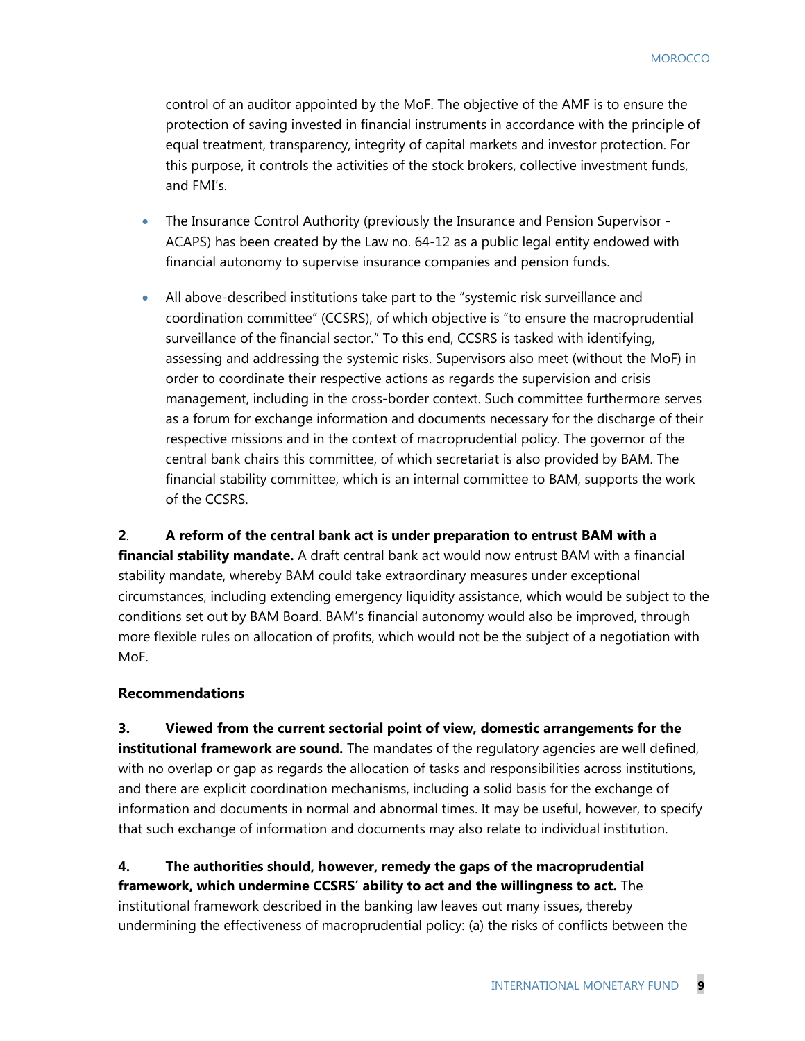control of an auditor appointed by the MoF. The objective of the AMF is to ensure the protection of saving invested in financial instruments in accordance with the principle of equal treatment, transparency, integrity of capital markets and investor protection. For this purpose, it controls the activities of the stock brokers, collective investment funds, and FMI's.

- The Insurance Control Authority (previously the Insurance and Pension Supervisor - ACAPS) has been created by the Law no. 64-12 as a public legal entity endowed with financial autonomy to supervise insurance companies and pension funds.
- All above-described institutions take part to the "systemic risk surveillance and coordination committee" (CCSRS), of which objective is "to ensure the macroprudential surveillance of the financial sector." To this end, CCSRS is tasked with identifying, assessing and addressing the systemic risks. Supervisors also meet (without the MoF) in order to coordinate their respective actions as regards the supervision and crisis management, including in the cross-border context. Such committee furthermore serves as a forum for exchange information and documents necessary for the discharge of their respective missions and in the context of macroprudential policy. The governor of the central bank chairs this committee, of which secretariat is also provided by BAM. The financial stability committee, which is an internal committee to BAM, supports the work of the CCSRS.

**2**. **A reform of the central bank act is under preparation to entrust BAM with a financial stability mandate.** A draft central bank act would now entrust BAM with a financial stability mandate, whereby BAM could take extraordinary measures under exceptional circumstances, including extending emergency liquidity assistance, which would be subject to the conditions set out by BAM Board. BAM's financial autonomy would also be improved, through more flexible rules on allocation of profits, which would not be the subject of a negotiation with MoF.

**Recommendations**

**3. Viewed from the current sectorial point of view, domestic arrangements for the institutional framework are sound.** The mandates of the regulatory agencies are well defined, with no overlap or gap as regards the allocation of tasks and responsibilities across institutions, and there are explicit coordination mechanisms, including a solid basis for the exchange of information and documents in normal and abnormal times. It may be useful, however, to specify that such exchange of information and documents may also relate to individual institution.

**4. The authorities should, however, remedy the gaps of the macroprudential framework, which undermine CCSRS' ability to act and the willingness to act.** The institutional framework described in the banking law leaves out many issues, thereby undermining the effectiveness of macroprudential policy: (a) the risks of conflicts between the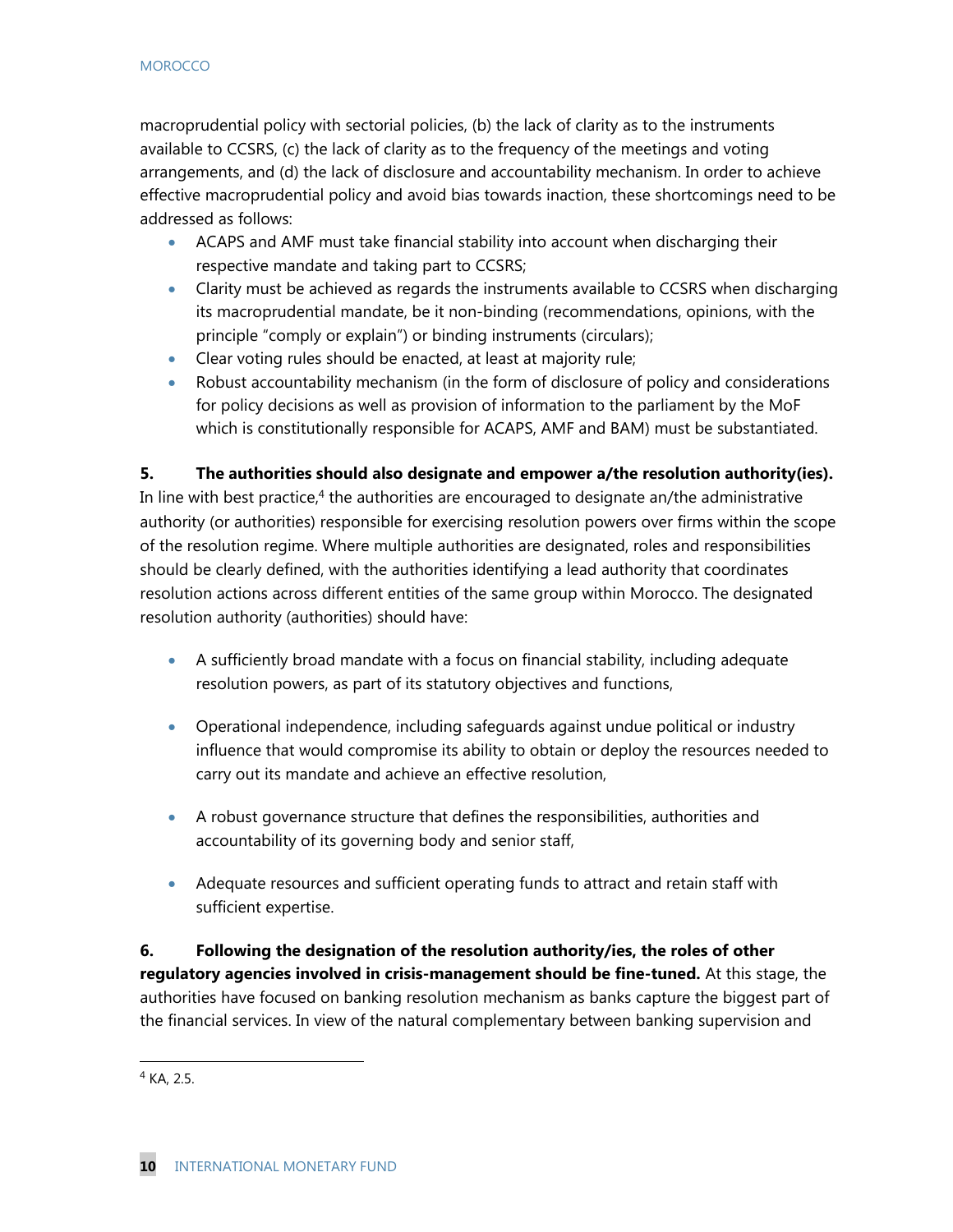macroprudential policy with sectorial policies, (b) the lack of clarity as to the instruments available to CCSRS, (c) the lack of clarity as to the frequency of the meetings and voting arrangements, and (d) the lack of disclosure and accountability mechanism. In order to achieve effective macroprudential policy and avoid bias towards inaction, these shortcomings need to be addressed as follows:

- ACAPS and AMF must take financial stability into account when discharging their respective mandate and taking part to CCSRS;
- Clarity must be achieved as regards the instruments available to CCSRS when discharging its macroprudential mandate, be it non-binding (recommendations, opinions, with the principle "comply or explain") or binding instruments (circulars);
- Clear voting rules should be enacted, at least at majority rule;
- Robust accountability mechanism (in the form of disclosure of policy and considerations for policy decisions as well as provision of information to the parliament by the MoF which is constitutionally responsible for ACAPS, AMF and BAM) must be substantiated.

**5. The authorities should also designate and empower a/the resolution authority(ies).** In line with best practice,[4] the authorities are encouraged to designate an/the administrative authority (or authorities) responsible for exercising resolution powers over firms within the scope of the resolution regime. Where multiple authorities are designated, roles and responsibilities should be clearly defined, with the authorities identifying a lead authority that coordinates resolution actions across different entities of the same group within Morocco. The designated resolution authority (authorities) should have:

- A sufficiently broad mandate with a focus on financial stability, including adequate resolution powers, as part of its statutory objectives and functions,
- Operational independence, including safeguards against undue political or industry influence that would compromise its ability to obtain or deploy the resources needed to carry out its mandate and achieve an effective resolution,
- A robust governance structure that defines the responsibilities, authorities and accountability of its governing body and senior staff,
- Adequate resources and sufficient operating funds to attract and retain staff with sufficient expertise.

**6. Following the designation of the resolution authority/ies, the roles of other regulatory agencies involved in crisis-management should be fine-tuned.** At this stage, the authorities have focused on banking resolution mechanism as banks capture the biggest part of the financial services. In view of the natural complementary between banking supervision and

---

[4] KA, 2.5.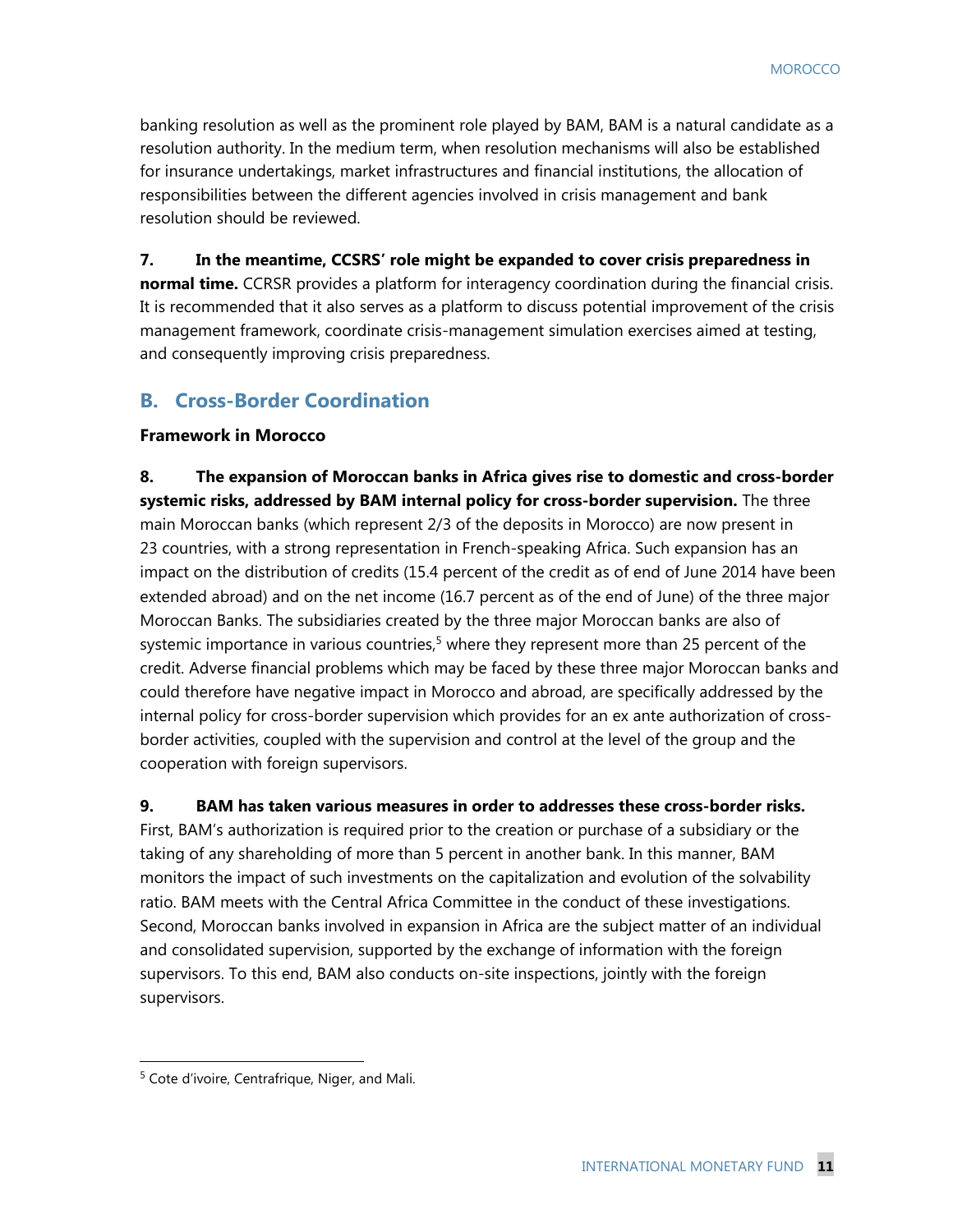banking resolution as well as the prominent role played by BAM, BAM is a natural candidate as a resolution authority. In the medium term, when resolution mechanisms will also be established for insurance undertakings, market infrastructures and financial institutions, the allocation of responsibilities between the different agencies involved in crisis management and bank resolution should be reviewed.

**7. In the meantime, CCSRS' role might be expanded to cover crisis preparedness in normal time.** CCRSR provides a platform for interagency coordination during the financial crisis. It is recommended that it also serves as a platform to discuss potential improvement of the crisis management framework, coordinate crisis-management simulation exercises aimed at testing, and consequently improving crisis preparedness.

## B. Cross-Border Coordination

### Framework in Morocco

**8. The expansion of Moroccan banks in Africa gives rise to domestic and cross-border systemic risks, addressed by BAM internal policy for cross-border supervision.** The three main Moroccan banks (which represent 2/3 of the deposits in Morocco) are now present in 23 countries, with a strong representation in French-speaking Africa. Such expansion has an impact on the distribution of credits (15.4 percent of the credit as of end of June 2014 have been extended abroad) and on the net income (16.7 percent as of the end of June) of the three major Moroccan Banks. The subsidiaries created by the three major Moroccan banks are also of systemic importance in various countries,[5] where they represent more than 25 percent of the credit. Adverse financial problems which may be faced by these three major Moroccan banks and could therefore have negative impact in Morocco and abroad, are specifically addressed by the internal policy for cross-border supervision which provides for an ex ante authorization of cross-border activities, coupled with the supervision and control at the level of the group and the cooperation with foreign supervisors.

**9. BAM has taken various measures in order to addresses these cross-border risks.** First, BAM's authorization is required prior to the creation or purchase of a subsidiary or the taking of any shareholding of more than 5 percent in another bank. In this manner, BAM monitors the impact of such investments on the capitalization and evolution of the solvability ratio. BAM meets with the Central Africa Committee in the conduct of these investigations. Second, Moroccan banks involved in expansion in Africa are the subject matter of an individual and consolidated supervision, supported by the exchange of information with the foreign supervisors. To this end, BAM also conducts on-site inspections, jointly with the foreign supervisors.

[5] Cote d'ivoire, Centrafrique, Niger, and Mali.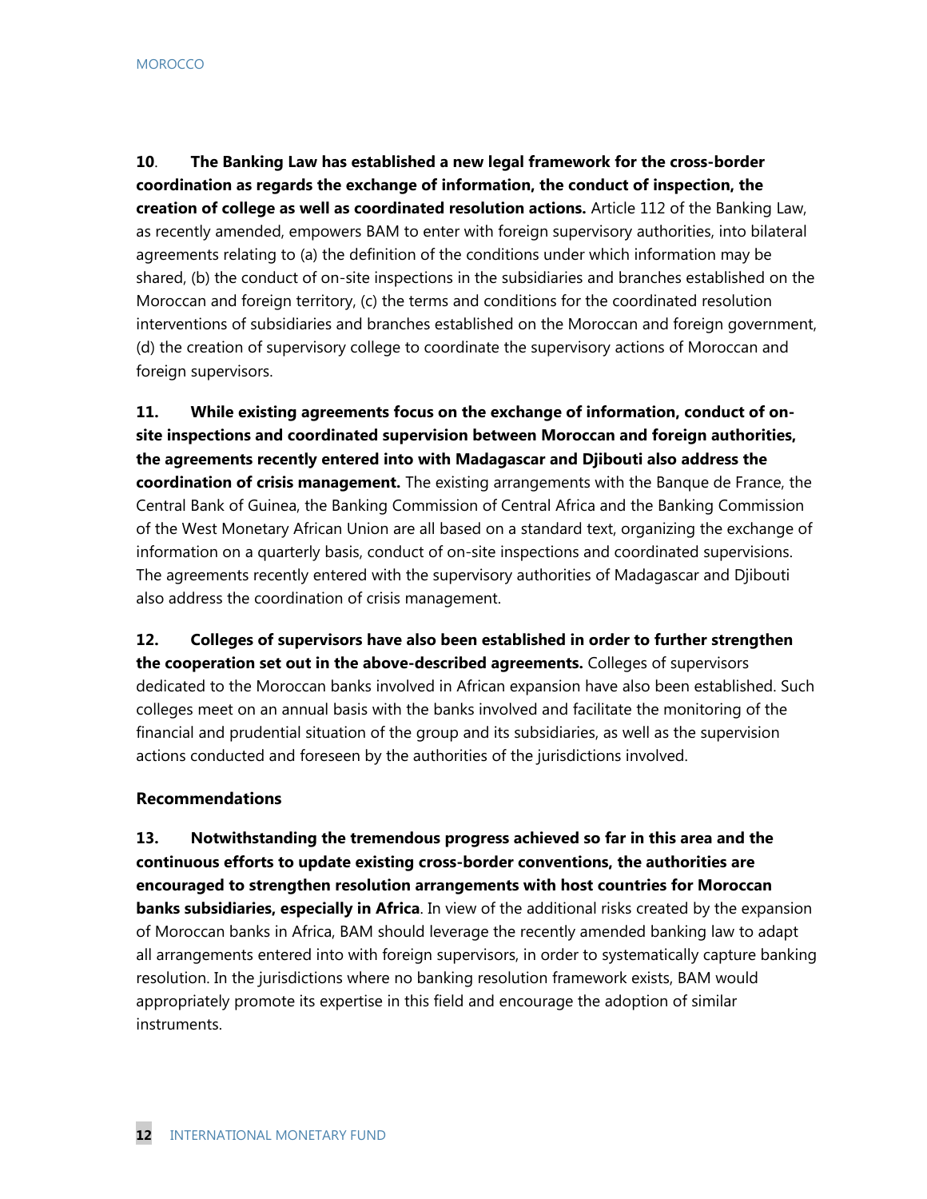**10**. **The Banking Law has established a new legal framework for the cross-border coordination as regards the exchange of information, the conduct of inspection, the creation of college as well as coordinated resolution actions.** Article 112 of the Banking Law, as recently amended, empowers BAM to enter with foreign supervisory authorities, into bilateral agreements relating to (a) the definition of the conditions under which information may be shared, (b) the conduct of on-site inspections in the subsidiaries and branches established on the Moroccan and foreign territory, (c) the terms and conditions for the coordinated resolution interventions of subsidiaries and branches established on the Moroccan and foreign government, (d) the creation of supervisory college to coordinate the supervisory actions of Moroccan and foreign supervisors.

**11. While existing agreements focus on the exchange of information, conduct of on-site inspections and coordinated supervision between Moroccan and foreign authorities, the agreements recently entered into with Madagascar and Djibouti also address the coordination of crisis management.** The existing arrangements with the Banque de France, the Central Bank of Guinea, the Banking Commission of Central Africa and the Banking Commission of the West Monetary African Union are all based on a standard text, organizing the exchange of information on a quarterly basis, conduct of on-site inspections and coordinated supervisions. The agreements recently entered with the supervisory authorities of Madagascar and Djibouti also address the coordination of crisis management.

**12. Colleges of supervisors have also been established in order to further strengthen the cooperation set out in the above-described agreements.** Colleges of supervisors dedicated to the Moroccan banks involved in African expansion have also been established. Such colleges meet on an annual basis with the banks involved and facilitate the monitoring of the financial and prudential situation of the group and its subsidiaries, as well as the supervision actions conducted and foreseen by the authorities of the jurisdictions involved.

**Recommendations**

**13. Notwithstanding the tremendous progress achieved so far in this area and the continuous efforts to update existing cross-border conventions, the authorities are encouraged to strengthen resolution arrangements with host countries for Moroccan banks subsidiaries, especially in Africa**. In view of the additional risks created by the expansion of Moroccan banks in Africa, BAM should leverage the recently amended banking law to adapt all arrangements entered into with foreign supervisors, in order to systematically capture banking resolution. In the jurisdictions where no banking resolution framework exists, BAM would appropriately promote its expertise in this field and encourage the adoption of similar instruments.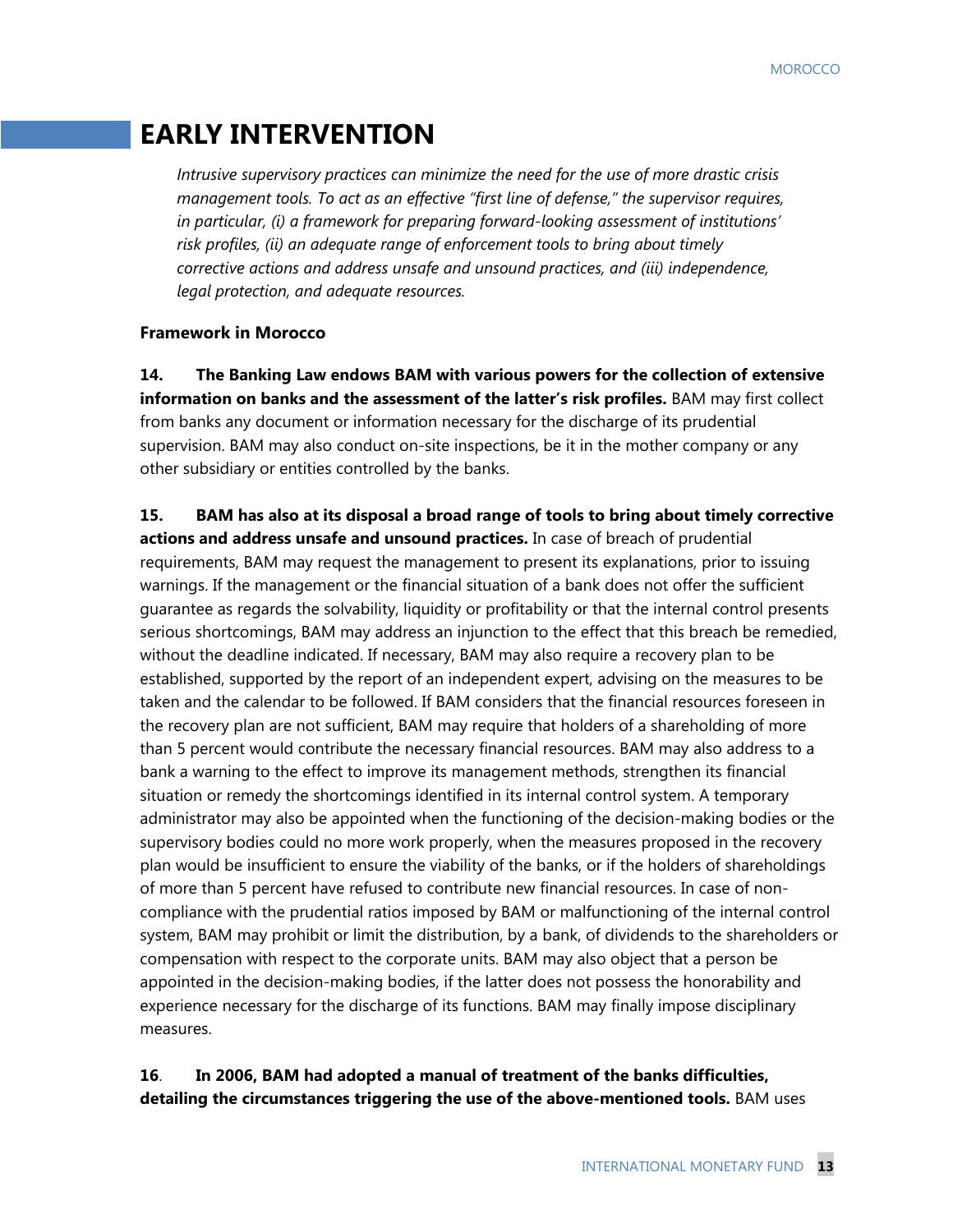# EARLY INTERVENTION

*Intrusive supervisory practices can minimize the need for the use of more drastic crisis management tools. To act as an effective "first line of defense," the supervisor requires, in particular, (i) a framework for preparing forward-looking assessment of institutions' risk profiles, (ii) an adequate range of enforcement tools to bring about timely corrective actions and address unsafe and unsound practices, and (iii) independence, legal protection, and adequate resources.*

**Framework in Morocco**

**14. The Banking Law endows BAM with various powers for the collection of extensive information on banks and the assessment of the latter's risk profiles.** BAM may first collect from banks any document or information necessary for the discharge of its prudential supervision. BAM may also conduct on-site inspections, be it in the mother company or any other subsidiary or entities controlled by the banks.

**15. BAM has also at its disposal a broad range of tools to bring about timely corrective actions and address unsafe and unsound practices.** In case of breach of prudential requirements, BAM may request the management to present its explanations, prior to issuing warnings. If the management or the financial situation of a bank does not offer the sufficient guarantee as regards the solvability, liquidity or profitability or that the internal control presents serious shortcomings, BAM may address an injunction to the effect that this breach be remedied, without the deadline indicated. If necessary, BAM may also require a recovery plan to be established, supported by the report of an independent expert, advising on the measures to be taken and the calendar to be followed. If BAM considers that the financial resources foreseen in the recovery plan are not sufficient, BAM may require that holders of a shareholding of more than 5 percent would contribute the necessary financial resources. BAM may also address to a bank a warning to the effect to improve its management methods, strengthen its financial situation or remedy the shortcomings identified in its internal control system. A temporary administrator may also be appointed when the functioning of the decision-making bodies or the supervisory bodies could no more work properly, when the measures proposed in the recovery plan would be insufficient to ensure the viability of the banks, or if the holders of shareholdings of more than 5 percent have refused to contribute new financial resources. In case of non-compliance with the prudential ratios imposed by BAM or malfunctioning of the internal control system, BAM may prohibit or limit the distribution, by a bank, of dividends to the shareholders or compensation with respect to the corporate units. BAM may also object that a person be appointed in the decision-making bodies, if the latter does not possess the honorability and experience necessary for the discharge of its functions. BAM may finally impose disciplinary measures.

**16. In 2006, BAM had adopted a manual of treatment of the banks difficulties, detailing the circumstances triggering the use of the above-mentioned tools.** BAM uses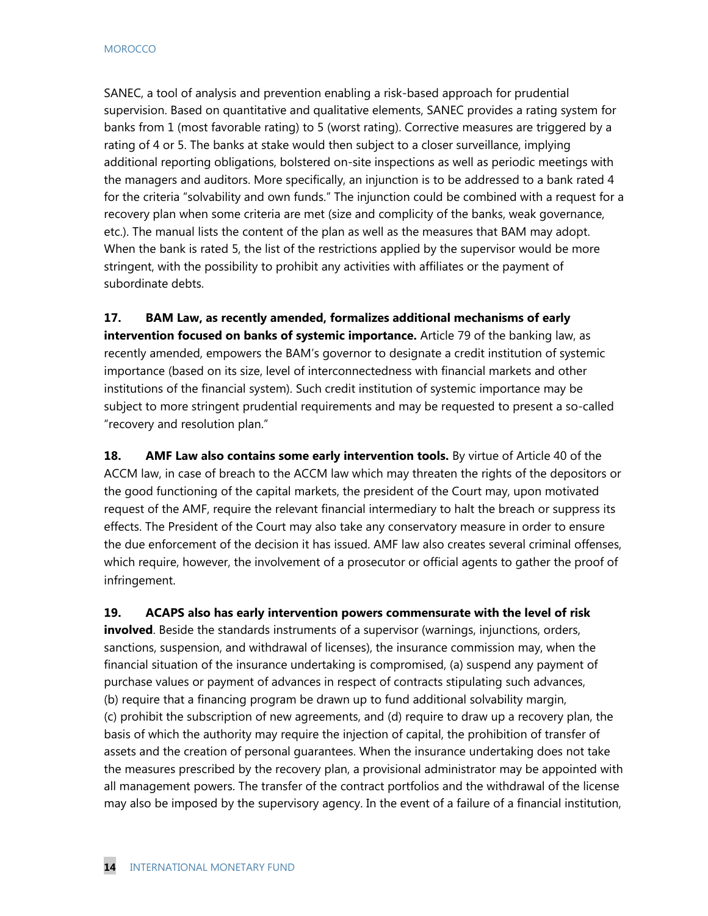SANEC, a tool of analysis and prevention enabling a risk-based approach for prudential supervision. Based on quantitative and qualitative elements, SANEC provides a rating system for banks from 1 (most favorable rating) to 5 (worst rating). Corrective measures are triggered by a rating of 4 or 5. The banks at stake would then subject to a closer surveillance, implying additional reporting obligations, bolstered on-site inspections as well as periodic meetings with the managers and auditors. More specifically, an injunction is to be addressed to a bank rated 4 for the criteria "solvability and own funds." The injunction could be combined with a request for a recovery plan when some criteria are met (size and complicity of the banks, weak governance, etc.). The manual lists the content of the plan as well as the measures that BAM may adopt. When the bank is rated 5, the list of the restrictions applied by the supervisor would be more stringent, with the possibility to prohibit any activities with affiliates or the payment of subordinate debts.

**17. BAM Law, as recently amended, formalizes additional mechanisms of early intervention focused on banks of systemic importance.** Article 79 of the banking law, as recently amended, empowers the BAM's governor to designate a credit institution of systemic importance (based on its size, level of interconnectedness with financial markets and other institutions of the financial system). Such credit institution of systemic importance may be subject to more stringent prudential requirements and may be requested to present a so-called "recovery and resolution plan."

**18. AMF Law also contains some early intervention tools.** By virtue of Article 40 of the ACCM law, in case of breach to the ACCM law which may threaten the rights of the depositors or the good functioning of the capital markets, the president of the Court may, upon motivated request of the AMF, require the relevant financial intermediary to halt the breach or suppress its effects. The President of the Court may also take any conservatory measure in order to ensure the due enforcement of the decision it has issued. AMF law also creates several criminal offenses, which require, however, the involvement of a prosecutor or official agents to gather the proof of infringement.

**19. ACAPS also has early intervention powers commensurate with the level of risk involved**. Beside the standards instruments of a supervisor (warnings, injunctions, orders, sanctions, suspension, and withdrawal of licenses), the insurance commission may, when the financial situation of the insurance undertaking is compromised, (a) suspend any payment of purchase values or payment of advances in respect of contracts stipulating such advances, (b) require that a financing program be drawn up to fund additional solvability margin, (c) prohibit the subscription of new agreements, and (d) require to draw up a recovery plan, the basis of which the authority may require the injection of capital, the prohibition of transfer of assets and the creation of personal guarantees. When the insurance undertaking does not take the measures prescribed by the recovery plan, a provisional administrator may be appointed with all management powers. The transfer of the contract portfolios and the withdrawal of the license may also be imposed by the supervisory agency. In the event of a failure of a financial institution,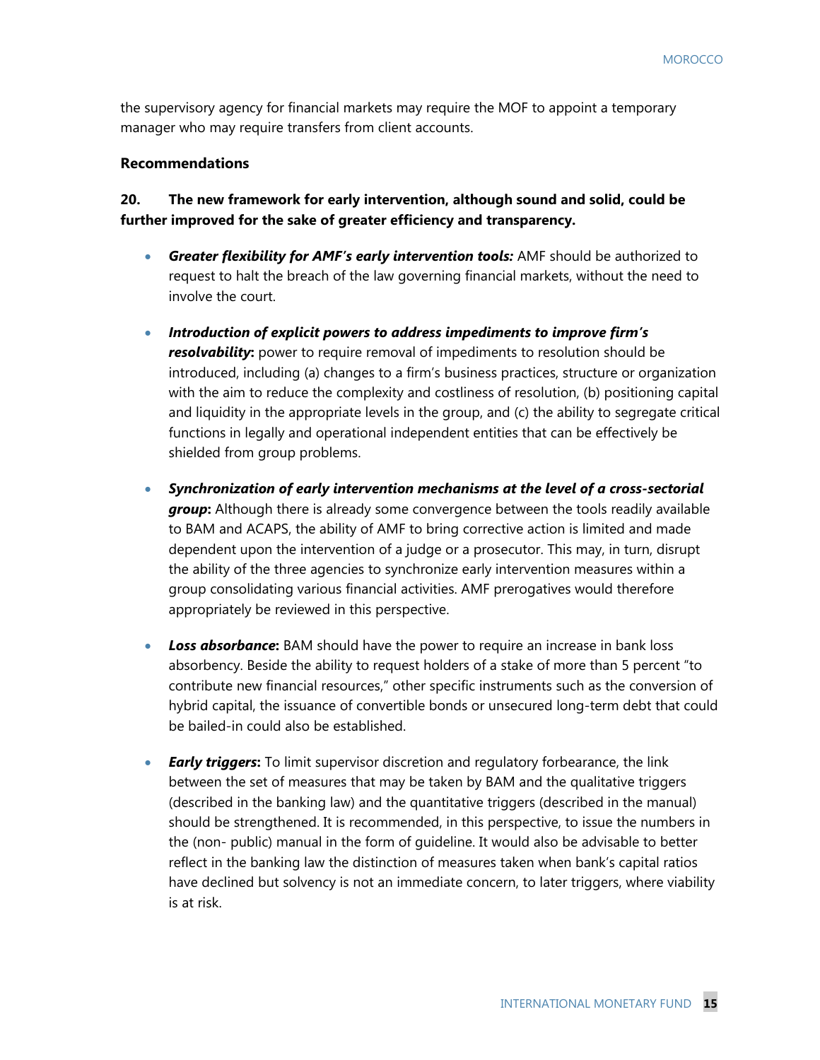the supervisory agency for financial markets may require the MOF to appoint a temporary manager who may require transfers from client accounts.

**Recommendations**

**20. The new framework for early intervention, although sound and solid, could be further improved for the sake of greater efficiency and transparency.**

- ***Greater flexibility for AMF's early intervention tools:*** AMF should be authorized to request to halt the breach of the law governing financial markets, without the need to involve the court.

- ***Introduction of explicit powers to address impediments to improve firm's resolvability*:** power to require removal of impediments to resolution should be introduced, including (a) changes to a firm's business practices, structure or organization with the aim to reduce the complexity and costliness of resolution, (b) positioning capital and liquidity in the appropriate levels in the group, and (c) the ability to segregate critical functions in legally and operational independent entities that can be effectively be shielded from group problems.

- ***Synchronization of early intervention mechanisms at the level of a cross-sectorial group*:** Although there is already some convergence between the tools readily available to BAM and ACAPS, the ability of AMF to bring corrective action is limited and made dependent upon the intervention of a judge or a prosecutor. This may, in turn, disrupt the ability of the three agencies to synchronize early intervention measures within a group consolidating various financial activities. AMF prerogatives would therefore appropriately be reviewed in this perspective.

- ***Loss absorbance*:** BAM should have the power to require an increase in bank loss absorbency. Beside the ability to request holders of a stake of more than 5 percent "to contribute new financial resources," other specific instruments such as the conversion of hybrid capital, the issuance of convertible bonds or unsecured long-term debt that could be bailed-in could also be established.

- ***Early triggers*:** To limit supervisor discretion and regulatory forbearance, the link between the set of measures that may be taken by BAM and the qualitative triggers (described in the banking law) and the quantitative triggers (described in the manual) should be strengthened. It is recommended, in this perspective, to issue the numbers in the (non- public) manual in the form of guideline. It would also be advisable to better reflect in the banking law the distinction of measures taken when bank's capital ratios have declined but solvency is not an immediate concern, to later triggers, where viability is at risk.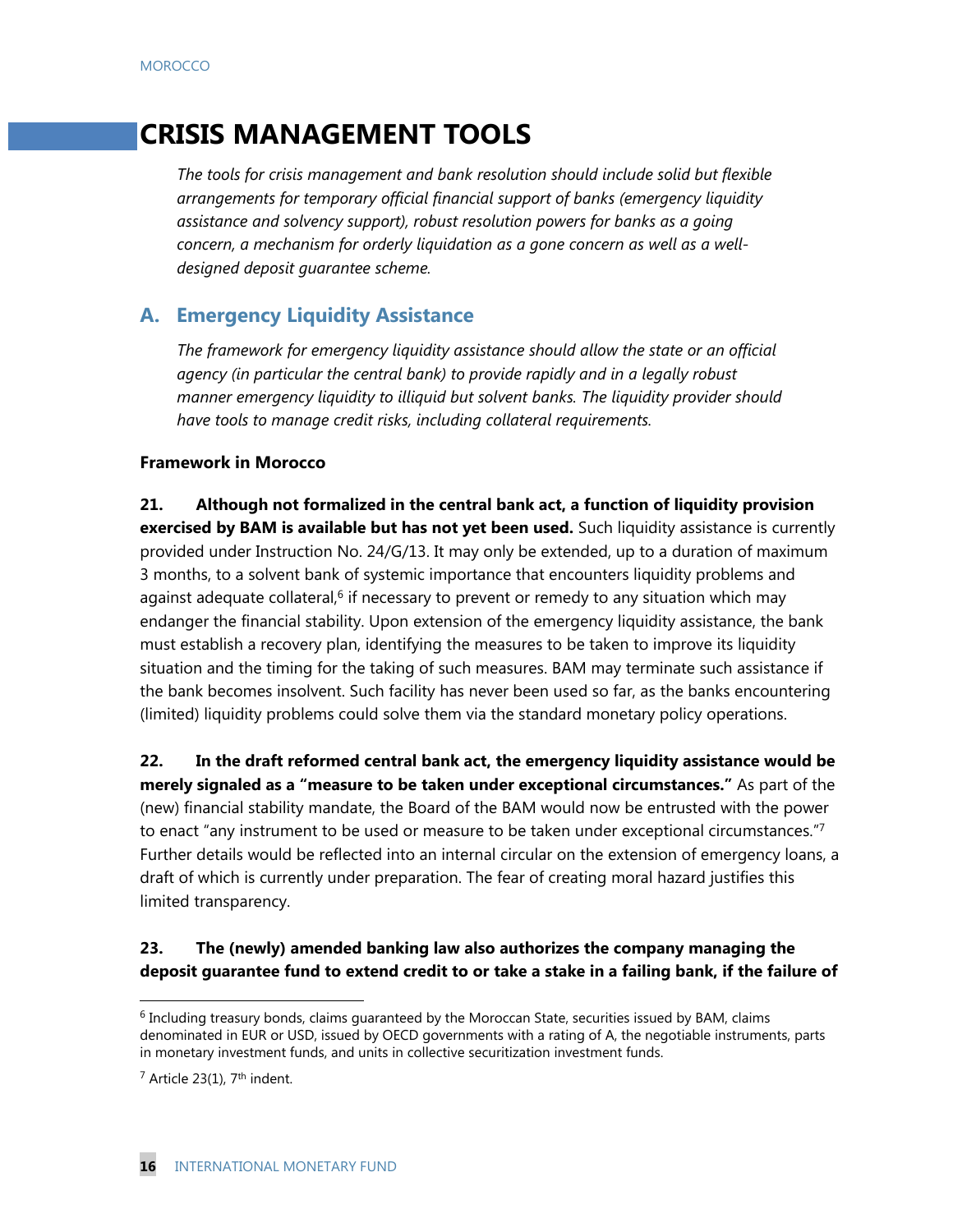# CRISIS MANAGEMENT TOOLS

*The tools for crisis management and bank resolution should include solid but flexible arrangements for temporary official financial support of banks (emergency liquidity assistance and solvency support), robust resolution powers for banks as a going concern, a mechanism for orderly liquidation as a gone concern as well as a well-designed deposit guarantee scheme.*

## A. Emergency Liquidity Assistance

*The framework for emergency liquidity assistance should allow the state or an official agency (in particular the central bank) to provide rapidly and in a legally robust manner emergency liquidity to illiquid but solvent banks. The liquidity provider should have tools to manage credit risks, including collateral requirements.*

**Framework in Morocco**

**21. Although not formalized in the central bank act, a function of liquidity provision exercised by BAM is available but has not yet been used.** Such liquidity assistance is currently provided under Instruction No. 24/G/13. It may only be extended, up to a duration of maximum 3 months, to a solvent bank of systemic importance that encounters liquidity problems and against adequate collateral,[6] if necessary to prevent or remedy to any situation which may endanger the financial stability. Upon extension of the emergency liquidity assistance, the bank must establish a recovery plan, identifying the measures to be taken to improve its liquidity situation and the timing for the taking of such measures. BAM may terminate such assistance if the bank becomes insolvent. Such facility has never been used so far, as the banks encountering (limited) liquidity problems could solve them via the standard monetary policy operations.

**22. In the draft reformed central bank act, the emergency liquidity assistance would be merely signaled as a "measure to be taken under exceptional circumstances."** As part of the (new) financial stability mandate, the Board of the BAM would now be entrusted with the power to enact "any instrument to be used or measure to be taken under exceptional circumstances."[7] Further details would be reflected into an internal circular on the extension of emergency loans, a draft of which is currently under preparation. The fear of creating moral hazard justifies this limited transparency.

**23. The (newly) amended banking law also authorizes the company managing the deposit guarantee fund to extend credit to or take a stake in a failing bank, if the failure of**

[6] Including treasury bonds, claims guaranteed by the Moroccan State, securities issued by BAM, claims denominated in EUR or USD, issued by OECD governments with a rating of A, the negotiable instruments, parts in monetary investment funds, and units in collective securitization investment funds.

[7] Article 23(1), 7th indent.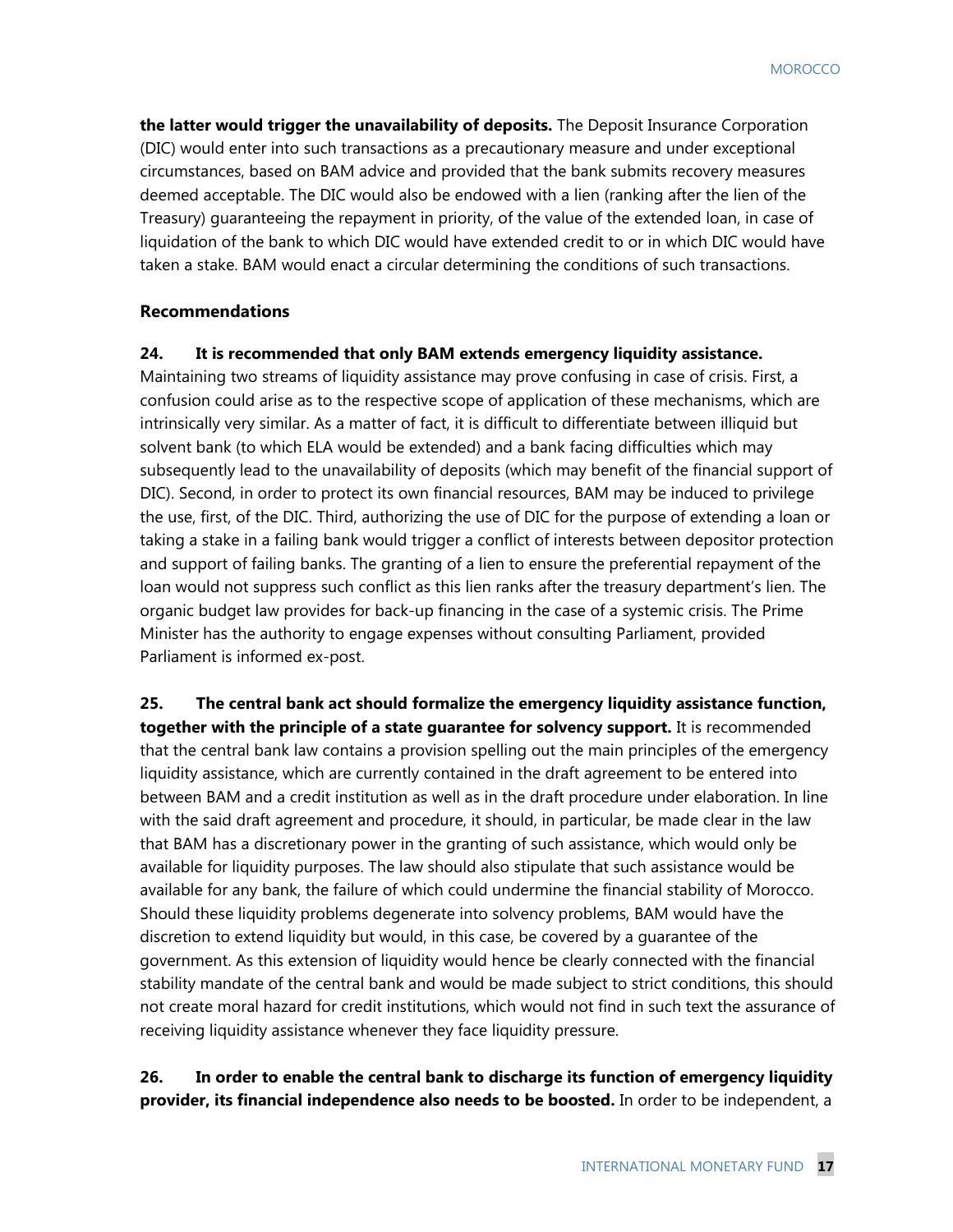**the latter would trigger the unavailability of deposits.** The Deposit Insurance Corporation (DIC) would enter into such transactions as a precautionary measure and under exceptional circumstances, based on BAM advice and provided that the bank submits recovery measures deemed acceptable. The DIC would also be endowed with a lien (ranking after the lien of the Treasury) guaranteeing the repayment in priority, of the value of the extended loan, in case of liquidation of the bank to which DIC would have extended credit to or in which DIC would have taken a stake. BAM would enact a circular determining the conditions of such transactions.

### Recommendations

**24. It is recommended that only BAM extends emergency liquidity assistance.** Maintaining two streams of liquidity assistance may prove confusing in case of crisis. First, a confusion could arise as to the respective scope of application of these mechanisms, which are intrinsically very similar. As a matter of fact, it is difficult to differentiate between illiquid but solvent bank (to which ELA would be extended) and a bank facing difficulties which may subsequently lead to the unavailability of deposits (which may benefit of the financial support of DIC). Second, in order to protect its own financial resources, BAM may be induced to privilege the use, first, of the DIC. Third, authorizing the use of DIC for the purpose of extending a loan or taking a stake in a failing bank would trigger a conflict of interests between depositor protection and support of failing banks. The granting of a lien to ensure the preferential repayment of the loan would not suppress such conflict as this lien ranks after the treasury department's lien. The organic budget law provides for back-up financing in the case of a systemic crisis. The Prime Minister has the authority to engage expenses without consulting Parliament, provided Parliament is informed ex-post.

**25. The central bank act should formalize the emergency liquidity assistance function, together with the principle of a state guarantee for solvency support.** It is recommended that the central bank law contains a provision spelling out the main principles of the emergency liquidity assistance, which are currently contained in the draft agreement to be entered into between BAM and a credit institution as well as in the draft procedure under elaboration. In line with the said draft agreement and procedure, it should, in particular, be made clear in the law that BAM has a discretionary power in the granting of such assistance, which would only be available for liquidity purposes. The law should also stipulate that such assistance would be available for any bank, the failure of which could undermine the financial stability of Morocco. Should these liquidity problems degenerate into solvency problems, BAM would have the discretion to extend liquidity but would, in this case, be covered by a guarantee of the government. As this extension of liquidity would hence be clearly connected with the financial stability mandate of the central bank and would be made subject to strict conditions, this should not create moral hazard for credit institutions, which would not find in such text the assurance of receiving liquidity assistance whenever they face liquidity pressure.

**26. In order to enable the central bank to discharge its function of emergency liquidity provider, its financial independence also needs to be boosted.** In order to be independent, a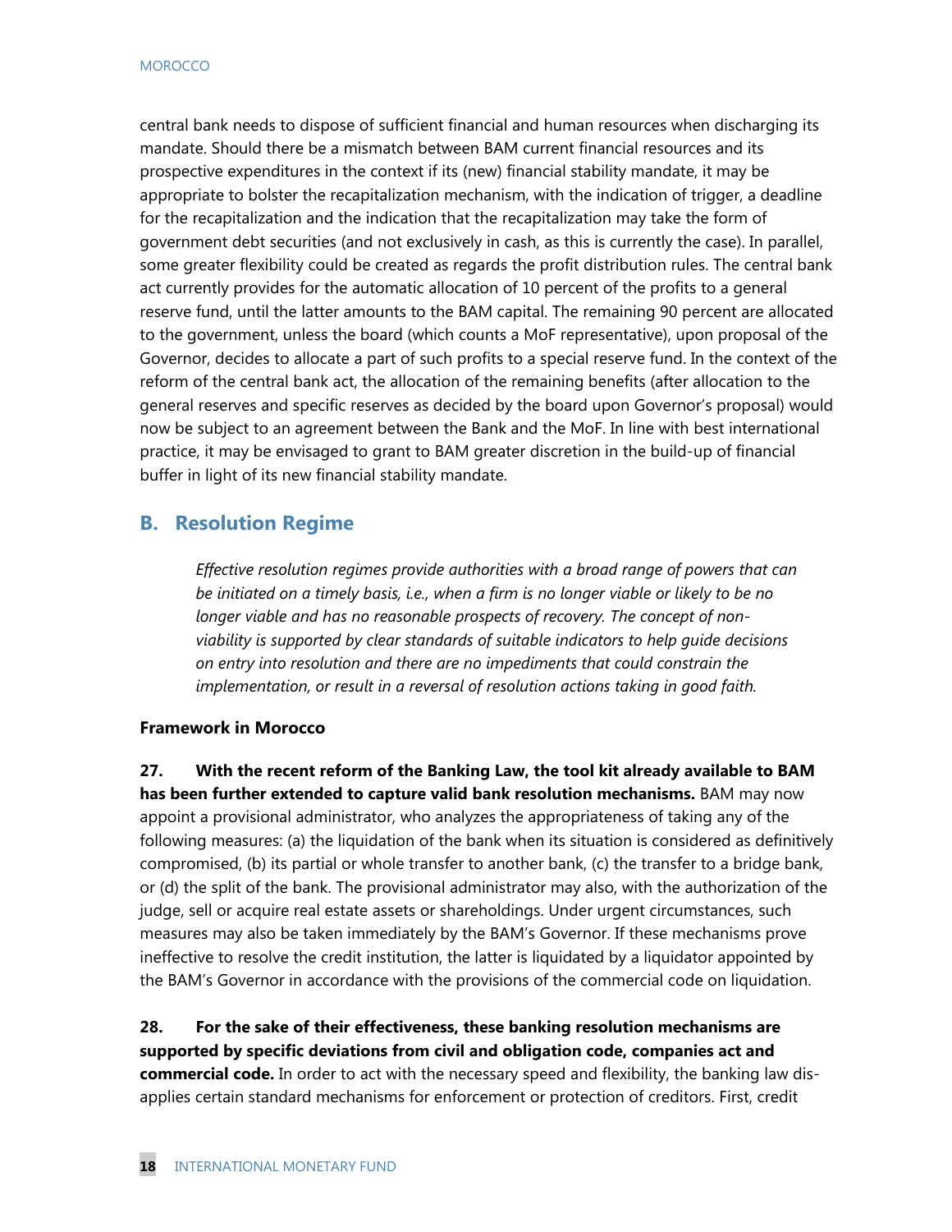central bank needs to dispose of sufficient financial and human resources when discharging its mandate. Should there be a mismatch between BAM current financial resources and its prospective expenditures in the context if its (new) financial stability mandate, it may be appropriate to bolster the recapitalization mechanism, with the indication of trigger, a deadline for the recapitalization and the indication that the recapitalization may take the form of government debt securities (and not exclusively in cash, as this is currently the case). In parallel, some greater flexibility could be created as regards the profit distribution rules. The central bank act currently provides for the automatic allocation of 10 percent of the profits to a general reserve fund, until the latter amounts to the BAM capital. The remaining 90 percent are allocated to the government, unless the board (which counts a MoF representative), upon proposal of the Governor, decides to allocate a part of such profits to a special reserve fund. In the context of the reform of the central bank act, the allocation of the remaining benefits (after allocation to the general reserves and specific reserves as decided by the board upon Governor's proposal) would now be subject to an agreement between the Bank and the MoF. In line with best international practice, it may be envisaged to grant to BAM greater discretion in the build-up of financial buffer in light of its new financial stability mandate.

## B. Resolution Regime

*Effective resolution regimes provide authorities with a broad range of powers that can be initiated on a timely basis, i.e., when a firm is no longer viable or likely to be no longer viable and has no reasonable prospects of recovery. The concept of non-viability is supported by clear standards of suitable indicators to help guide decisions on entry into resolution and there are no impediments that could constrain the implementation, or result in a reversal of resolution actions taking in good faith.*

**Framework in Morocco**

**27. With the recent reform of the Banking Law, the tool kit already available to BAM has been further extended to capture valid bank resolution mechanisms.** BAM may now appoint a provisional administrator, who analyzes the appropriateness of taking any of the following measures: (a) the liquidation of the bank when its situation is considered as definitively compromised, (b) its partial or whole transfer to another bank, (c) the transfer to a bridge bank, or (d) the split of the bank. The provisional administrator may also, with the authorization of the judge, sell or acquire real estate assets or shareholdings. Under urgent circumstances, such measures may also be taken immediately by the BAM's Governor. If these mechanisms prove ineffective to resolve the credit institution, the latter is liquidated by a liquidator appointed by the BAM's Governor in accordance with the provisions of the commercial code on liquidation.

**28. For the sake of their effectiveness, these banking resolution mechanisms are supported by specific deviations from civil and obligation code, companies act and commercial code.** In order to act with the necessary speed and flexibility, the banking law dis-applies certain standard mechanisms for enforcement or protection of creditors. First, credit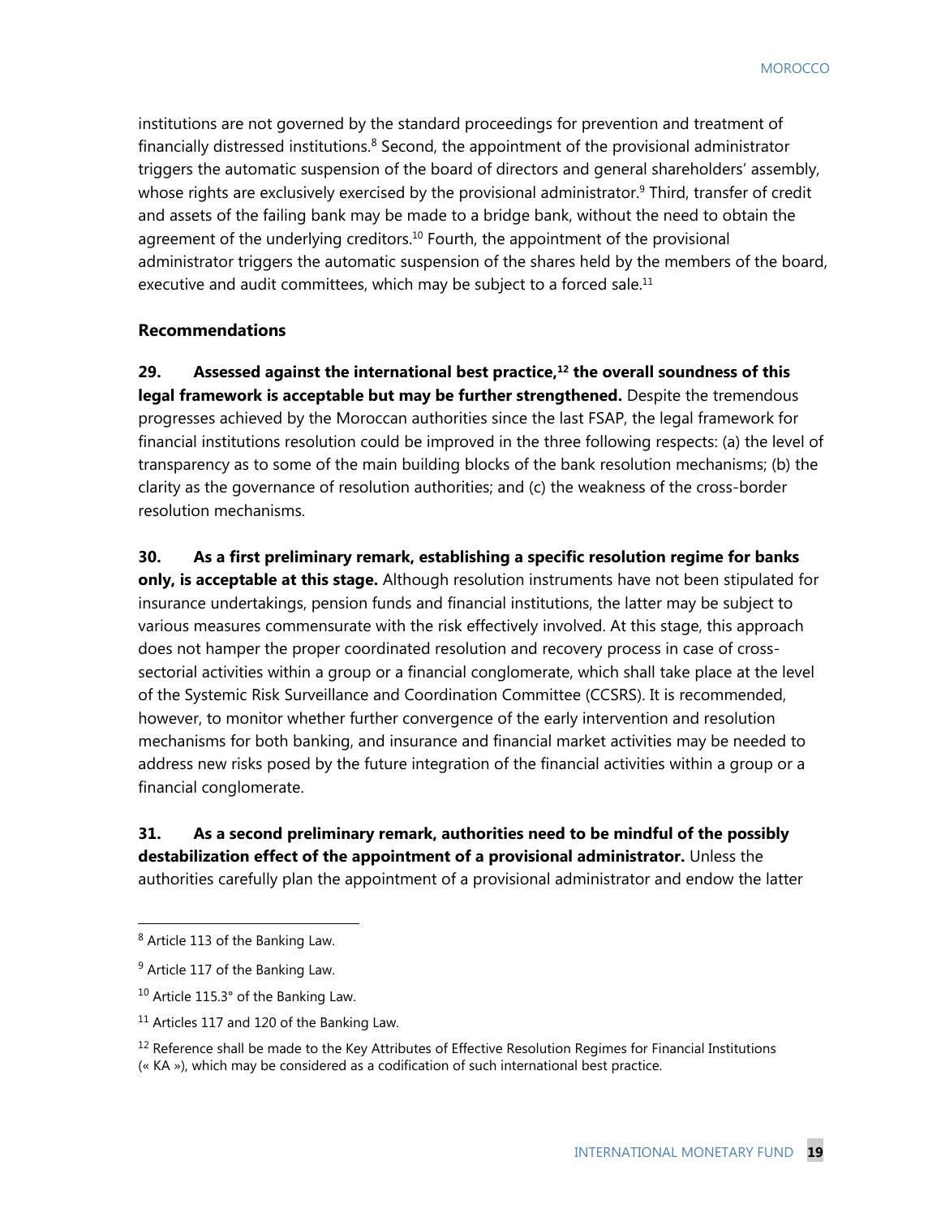institutions are not governed by the standard proceedings for prevention and treatment of financially distressed institutions.[8] Second, the appointment of the provisional administrator triggers the automatic suspension of the board of directors and general shareholders' assembly, whose rights are exclusively exercised by the provisional administrator.[9] Third, transfer of credit and assets of the failing bank may be made to a bridge bank, without the need to obtain the agreement of the underlying creditors.[10] Fourth, the appointment of the provisional administrator triggers the automatic suspension of the shares held by the members of the board, executive and audit committees, which may be subject to a forced sale.[11]

### Recommendations

**29. Assessed against the international best practice,[12] the overall soundness of this legal framework is acceptable but may be further strengthened.** Despite the tremendous progresses achieved by the Moroccan authorities since the last FSAP, the legal framework for financial institutions resolution could be improved in the three following respects: (a) the level of transparency as to some of the main building blocks of the bank resolution mechanisms; (b) the clarity as the governance of resolution authorities; and (c) the weakness of the cross-border resolution mechanisms.

**30. As a first preliminary remark, establishing a specific resolution regime for banks only, is acceptable at this stage.** Although resolution instruments have not been stipulated for insurance undertakings, pension funds and financial institutions, the latter may be subject to various measures commensurate with the risk effectively involved. At this stage, this approach does not hamper the proper coordinated resolution and recovery process in case of cross-sectorial activities within a group or a financial conglomerate, which shall take place at the level of the Systemic Risk Surveillance and Coordination Committee (CCSRS). It is recommended, however, to monitor whether further convergence of the early intervention and resolution mechanisms for both banking, and insurance and financial market activities may be needed to address new risks posed by the future integration of the financial activities within a group or a financial conglomerate.

**31. As a second preliminary remark, authorities need to be mindful of the possibly destabilization effect of the appointment of a provisional administrator.** Unless the authorities carefully plan the appointment of a provisional administrator and endow the latter

---

[8] Article 113 of the Banking Law.

[9] Article 117 of the Banking Law.

[10] Article 115.3° of the Banking Law.

[11] Articles 117 and 120 of the Banking Law.

[12] Reference shall be made to the Key Attributes of Effective Resolution Regimes for Financial Institutions (« KA »), which may be considered as a codification of such international best practice.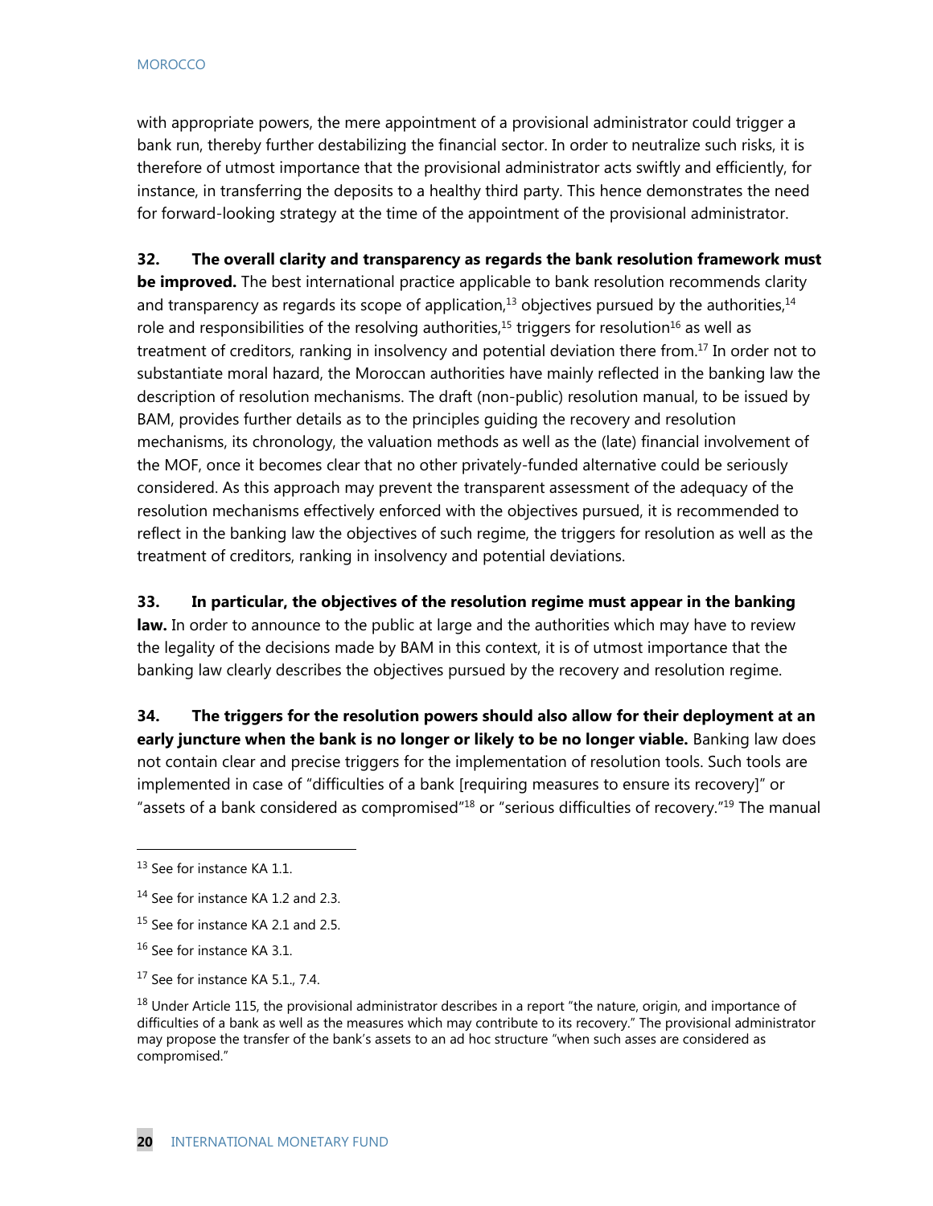with appropriate powers, the mere appointment of a provisional administrator could trigger a bank run, thereby further destabilizing the financial sector. In order to neutralize such risks, it is therefore of utmost importance that the provisional administrator acts swiftly and efficiently, for instance, in transferring the deposits to a healthy third party. This hence demonstrates the need for forward-looking strategy at the time of the appointment of the provisional administrator.

**32. The overall clarity and transparency as regards the bank resolution framework must be improved.** The best international practice applicable to bank resolution recommends clarity and transparency as regards its scope of application,[13] objectives pursued by the authorities,[14] role and responsibilities of the resolving authorities,[15] triggers for resolution[16] as well as treatment of creditors, ranking in insolvency and potential deviation there from.[17] In order not to substantiate moral hazard, the Moroccan authorities have mainly reflected in the banking law the description of resolution mechanisms. The draft (non-public) resolution manual, to be issued by BAM, provides further details as to the principles guiding the recovery and resolution mechanisms, its chronology, the valuation methods as well as the (late) financial involvement of the MOF, once it becomes clear that no other privately-funded alternative could be seriously considered. As this approach may prevent the transparent assessment of the adequacy of the resolution mechanisms effectively enforced with the objectives pursued, it is recommended to reflect in the banking law the objectives of such regime, the triggers for resolution as well as the treatment of creditors, ranking in insolvency and potential deviations.

**33. In particular, the objectives of the resolution regime must appear in the banking law.** In order to announce to the public at large and the authorities which may have to review the legality of the decisions made by BAM in this context, it is of utmost importance that the banking law clearly describes the objectives pursued by the recovery and resolution regime.

**34. The triggers for the resolution powers should also allow for their deployment at an early juncture when the bank is no longer or likely to be no longer viable.** Banking law does not contain clear and precise triggers for the implementation of resolution tools. Such tools are implemented in case of "difficulties of a bank [requiring measures to ensure its recovery]" or "assets of a bank considered as compromised"[18] or "serious difficulties of recovery."[19] The manual

---

[13] See for instance KA 1.1.

[14] See for instance KA 1.2 and 2.3.

[15] See for instance KA 2.1 and 2.5.

[16] See for instance KA 3.1.

[17] See for instance KA 5.1., 7.4.

[18] Under Article 115, the provisional administrator describes in a report "the nature, origin, and importance of difficulties of a bank as well as the measures which may contribute to its recovery." The provisional administrator may propose the transfer of the bank's assets to an ad hoc structure "when such asses are considered as compromised."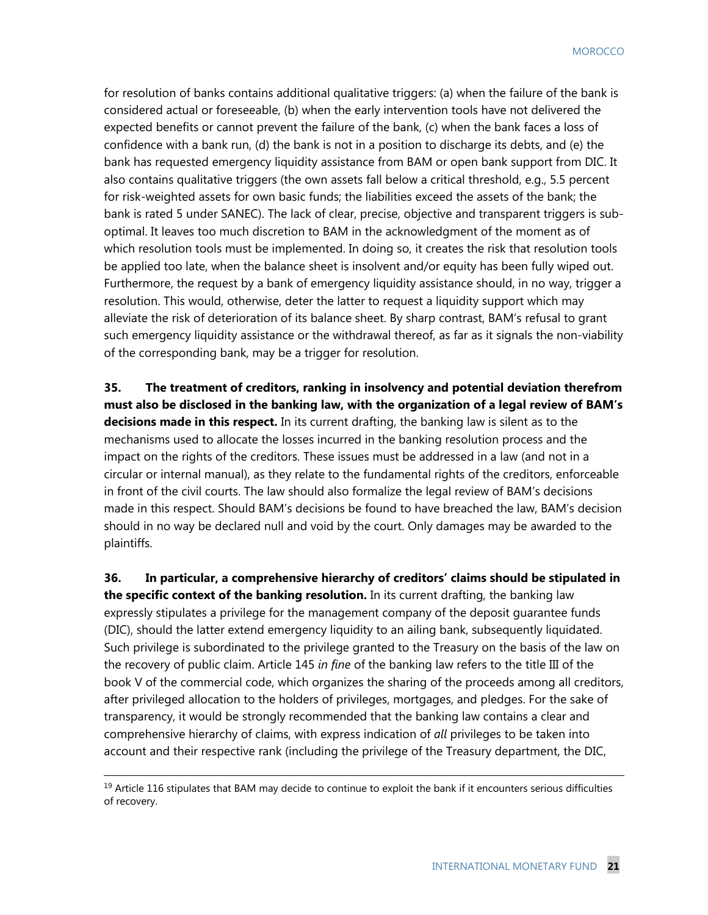for resolution of banks contains additional qualitative triggers: (a) when the failure of the bank is considered actual or foreseeable, (b) when the early intervention tools have not delivered the expected benefits or cannot prevent the failure of the bank, (c) when the bank faces a loss of confidence with a bank run, (d) the bank is not in a position to discharge its debts, and (e) the bank has requested emergency liquidity assistance from BAM or open bank support from DIC. It also contains qualitative triggers (the own assets fall below a critical threshold, e.g., 5.5 percent for risk-weighted assets for own basic funds; the liabilities exceed the assets of the bank; the bank is rated 5 under SANEC). The lack of clear, precise, objective and transparent triggers is sub-optimal. It leaves too much discretion to BAM in the acknowledgment of the moment as of which resolution tools must be implemented. In doing so, it creates the risk that resolution tools be applied too late, when the balance sheet is insolvent and/or equity has been fully wiped out. Furthermore, the request by a bank of emergency liquidity assistance should, in no way, trigger a resolution. This would, otherwise, deter the latter to request a liquidity support which may alleviate the risk of deterioration of its balance sheet. By sharp contrast, BAM's refusal to grant such emergency liquidity assistance or the withdrawal thereof, as far as it signals the non-viability of the corresponding bank, may be a trigger for resolution.

**35. The treatment of creditors, ranking in insolvency and potential deviation therefrom must also be disclosed in the banking law, with the organization of a legal review of BAM's decisions made in this respect.** In its current drafting, the banking law is silent as to the mechanisms used to allocate the losses incurred in the banking resolution process and the impact on the rights of the creditors. These issues must be addressed in a law (and not in a circular or internal manual), as they relate to the fundamental rights of the creditors, enforceable in front of the civil courts. The law should also formalize the legal review of BAM's decisions made in this respect. Should BAM's decisions be found to have breached the law, BAM's decision should in no way be declared null and void by the court. Only damages may be awarded to the plaintiffs.

**36. In particular, a comprehensive hierarchy of creditors' claims should be stipulated in the specific context of the banking resolution.** In its current drafting, the banking law expressly stipulates a privilege for the management company of the deposit guarantee funds (DIC), should the latter extend emergency liquidity to an ailing bank, subsequently liquidated. Such privilege is subordinated to the privilege granted to the Treasury on the basis of the law on the recovery of public claim. Article 145 *in fine* of the banking law refers to the title III of the book V of the commercial code, which organizes the sharing of the proceeds among all creditors, after privileged allocation to the holders of privileges, mortgages, and pledges. For the sake of transparency, it would be strongly recommended that the banking law contains a clear and comprehensive hierarchy of claims, with express indication of *all* privileges to be taken into account and their respective rank (including the privilege of the Treasury department, the DIC,

[19] Article 116 stipulates that BAM may decide to continue to exploit the bank if it encounters serious difficulties of recovery.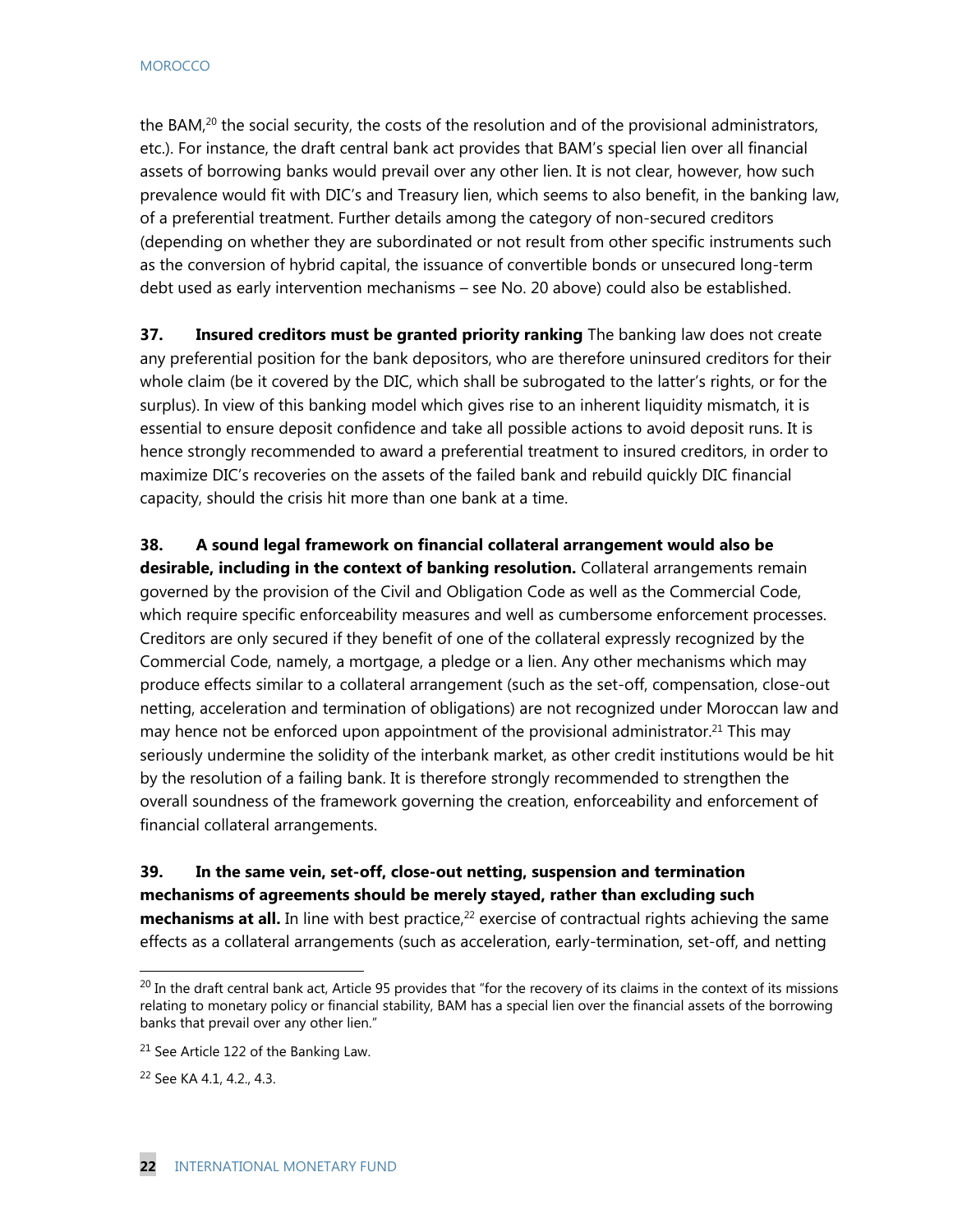the BAM,[20] the social security, the costs of the resolution and of the provisional administrators, etc.). For instance, the draft central bank act provides that BAM's special lien over all financial assets of borrowing banks would prevail over any other lien. It is not clear, however, how such prevalence would fit with DIC's and Treasury lien, which seems to also benefit, in the banking law, of a preferential treatment. Further details among the category of non-secured creditors (depending on whether they are subordinated or not result from other specific instruments such as the conversion of hybrid capital, the issuance of convertible bonds or unsecured long-term debt used as early intervention mechanisms – see No. 20 above) could also be established.

**37. Insured creditors must be granted priority ranking** The banking law does not create any preferential position for the bank depositors, who are therefore uninsured creditors for their whole claim (be it covered by the DIC, which shall be subrogated to the latter's rights, or for the surplus). In view of this banking model which gives rise to an inherent liquidity mismatch, it is essential to ensure deposit confidence and take all possible actions to avoid deposit runs. It is hence strongly recommended to award a preferential treatment to insured creditors, in order to maximize DIC's recoveries on the assets of the failed bank and rebuild quickly DIC financial capacity, should the crisis hit more than one bank at a time.

**38. A sound legal framework on financial collateral arrangement would also be desirable, including in the context of banking resolution.** Collateral arrangements remain governed by the provision of the Civil and Obligation Code as well as the Commercial Code, which require specific enforceability measures and well as cumbersome enforcement processes. Creditors are only secured if they benefit of one of the collateral expressly recognized by the Commercial Code, namely, a mortgage, a pledge or a lien. Any other mechanisms which may produce effects similar to a collateral arrangement (such as the set-off, compensation, close-out netting, acceleration and termination of obligations) are not recognized under Moroccan law and may hence not be enforced upon appointment of the provisional administrator.[21] This may seriously undermine the solidity of the interbank market, as other credit institutions would be hit by the resolution of a failing bank. It is therefore strongly recommended to strengthen the overall soundness of the framework governing the creation, enforceability and enforcement of financial collateral arrangements.

**39. In the same vein, set-off, close-out netting, suspension and termination mechanisms of agreements should be merely stayed, rather than excluding such mechanisms at all.** In line with best practice,[22] exercise of contractual rights achieving the same effects as a collateral arrangements (such as acceleration, early-termination, set-off, and netting

---

[20] In the draft central bank act, Article 95 provides that "for the recovery of its claims in the context of its missions relating to monetary policy or financial stability, BAM has a special lien over the financial assets of the borrowing banks that prevail over any other lien."

[21] See Article 122 of the Banking Law.

[22] See KA 4.1, 4.2., 4.3.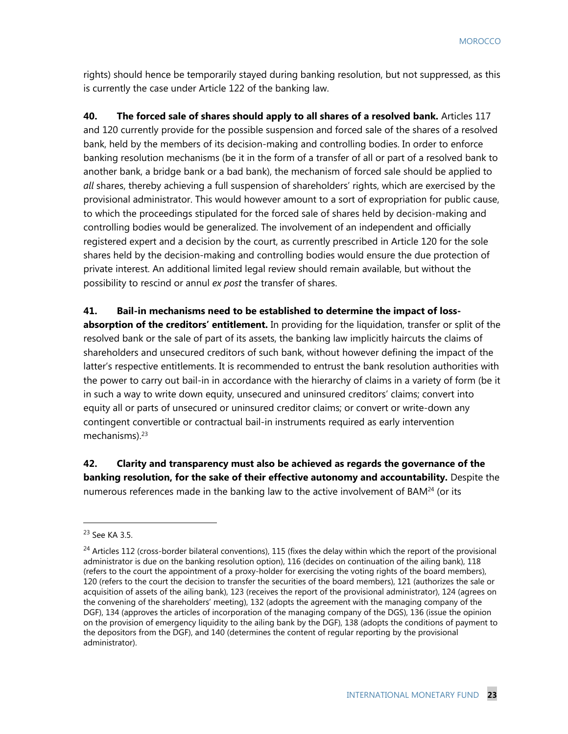rights) should hence be temporarily stayed during banking resolution, but not suppressed, as this is currently the case under Article 122 of the banking law.

**40. The forced sale of shares should apply to all shares of a resolved bank.** Articles 117 and 120 currently provide for the possible suspension and forced sale of the shares of a resolved bank, held by the members of its decision-making and controlling bodies. In order to enforce banking resolution mechanisms (be it in the form of a transfer of all or part of a resolved bank to another bank, a bridge bank or a bad bank), the mechanism of forced sale should be applied to *all* shares, thereby achieving a full suspension of shareholders' rights, which are exercised by the provisional administrator. This would however amount to a sort of expropriation for public cause, to which the proceedings stipulated for the forced sale of shares held by decision-making and controlling bodies would be generalized. The involvement of an independent and officially registered expert and a decision by the court, as currently prescribed in Article 120 for the sole shares held by the decision-making and controlling bodies would ensure the due protection of private interest. An additional limited legal review should remain available, but without the possibility to rescind or annul *ex post* the transfer of shares.

**41. Bail-in mechanisms need to be established to determine the impact of loss-absorption of the creditors' entitlement.** In providing for the liquidation, transfer or split of the resolved bank or the sale of part of its assets, the banking law implicitly haircuts the claims of shareholders and unsecured creditors of such bank, without however defining the impact of the latter's respective entitlements. It is recommended to entrust the bank resolution authorities with the power to carry out bail-in in accordance with the hierarchy of claims in a variety of form (be it in such a way to write down equity, unsecured and uninsured creditors' claims; convert into equity all or parts of unsecured or uninsured creditor claims; or convert or write-down any contingent convertible or contractual bail-in instruments required as early intervention mechanisms).[23]

**42. Clarity and transparency must also be achieved as regards the governance of the banking resolution, for the sake of their effective autonomy and accountability.** Despite the numerous references made in the banking law to the active involvement of BAM[24] (or its

---

[23] See KA 3.5.

[24] Articles 112 (cross-border bilateral conventions), 115 (fixes the delay within which the report of the provisional administrator is due on the banking resolution option), 116 (decides on continuation of the ailing bank), 118 (refers to the court the appointment of a proxy-holder for exercising the voting rights of the board members), 120 (refers to the court the decision to transfer the securities of the board members), 121 (authorizes the sale or acquisition of assets of the ailing bank), 123 (receives the report of the provisional administrator), 124 (agrees on the convening of the shareholders' meeting), 132 (adopts the agreement with the managing company of the DGF), 134 (approves the articles of incorporation of the managing company of the DGS), 136 (issue the opinion on the provision of emergency liquidity to the ailing bank by the DGF), 138 (adopts the conditions of payment to the depositors from the DGF), and 140 (determines the content of regular reporting by the provisional administrator).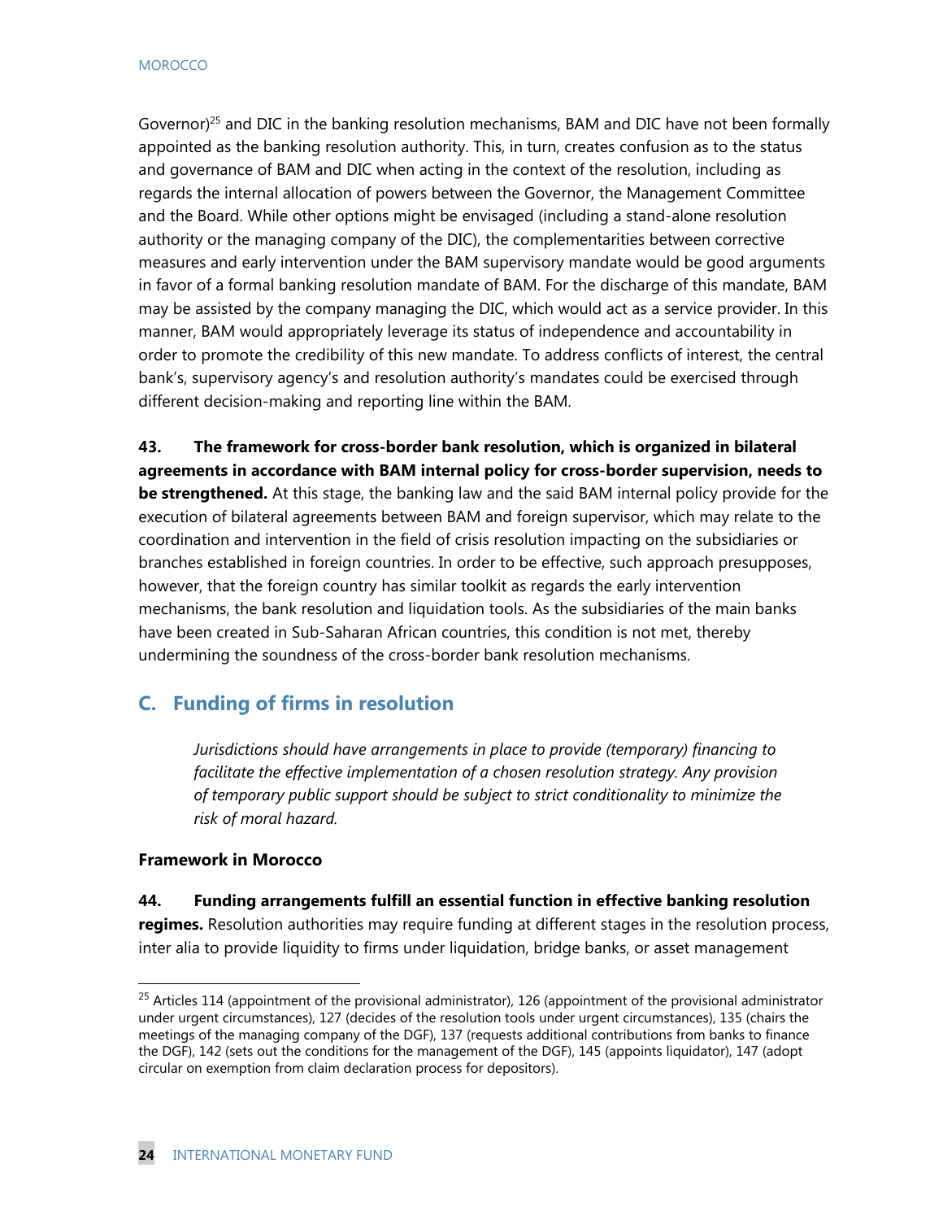Governor)[25] and DIC in the banking resolution mechanisms, BAM and DIC have not been formally appointed as the banking resolution authority. This, in turn, creates confusion as to the status and governance of BAM and DIC when acting in the context of the resolution, including as regards the internal allocation of powers between the Governor, the Management Committee and the Board. While other options might be envisaged (including a stand-alone resolution authority or the managing company of the DIC), the complementarities between corrective measures and early intervention under the BAM supervisory mandate would be good arguments in favor of a formal banking resolution mandate of BAM. For the discharge of this mandate, BAM may be assisted by the company managing the DIC, which would act as a service provider. In this manner, BAM would appropriately leverage its status of independence and accountability in order to promote the credibility of this new mandate. To address conflicts of interest, the central bank's, supervisory agency's and resolution authority's mandates could be exercised through different decision-making and reporting line within the BAM.

**43. The framework for cross-border bank resolution, which is organized in bilateral agreements in accordance with BAM internal policy for cross-border supervision, needs to be strengthened.** At this stage, the banking law and the said BAM internal policy provide for the execution of bilateral agreements between BAM and foreign supervisor, which may relate to the coordination and intervention in the field of crisis resolution impacting on the subsidiaries or branches established in foreign countries. In order to be effective, such approach presupposes, however, that the foreign country has similar toolkit as regards the early intervention mechanisms, the bank resolution and liquidation tools. As the subsidiaries of the main banks have been created in Sub-Saharan African countries, this condition is not met, thereby undermining the soundness of the cross-border bank resolution mechanisms.

## C. Funding of firms in resolution

*Jurisdictions should have arrangements in place to provide (temporary) financing to facilitate the effective implementation of a chosen resolution strategy. Any provision of temporary public support should be subject to strict conditionality to minimize the risk of moral hazard.*

**Framework in Morocco**

**44. Funding arrangements fulfill an essential function in effective banking resolution regimes.** Resolution authorities may require funding at different stages in the resolution process, inter alia to provide liquidity to firms under liquidation, bridge banks, or asset management

[25] Articles 114 (appointment of the provisional administrator), 126 (appointment of the provisional administrator under urgent circumstances), 127 (decides of the resolution tools under urgent circumstances), 135 (chairs the meetings of the managing company of the DGF), 137 (requests additional contributions from banks to finance the DGF), 142 (sets out the conditions for the management of the DGF), 145 (appoints liquidator), 147 (adopt circular on exemption from claim declaration process for depositors).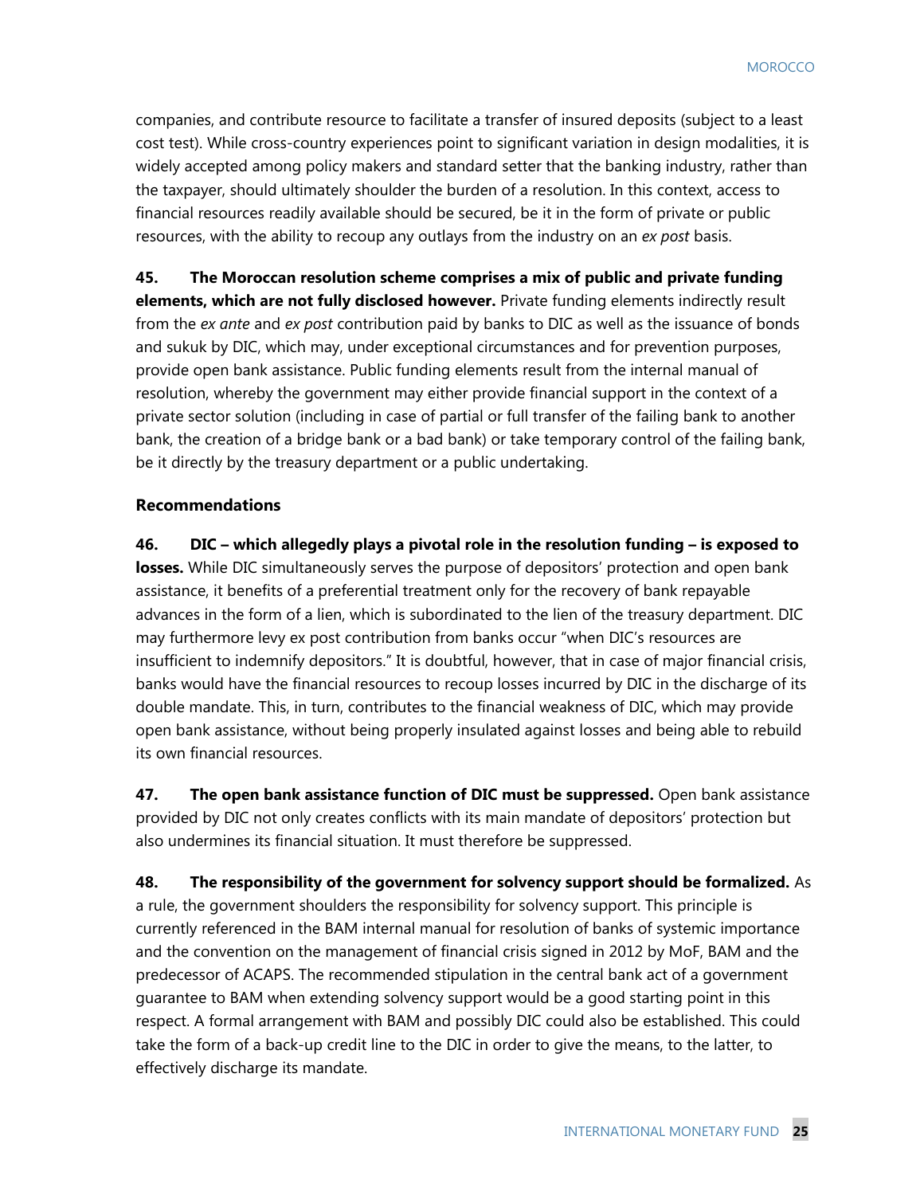companies, and contribute resource to facilitate a transfer of insured deposits (subject to a least cost test). While cross-country experiences point to significant variation in design modalities, it is widely accepted among policy makers and standard setter that the banking industry, rather than the taxpayer, should ultimately shoulder the burden of a resolution. In this context, access to financial resources readily available should be secured, be it in the form of private or public resources, with the ability to recoup any outlays from the industry on an *ex post* basis.

**45. The Moroccan resolution scheme comprises a mix of public and private funding elements, which are not fully disclosed however.** Private funding elements indirectly result from the *ex ante* and *ex post* contribution paid by banks to DIC as well as the issuance of bonds and sukuk by DIC, which may, under exceptional circumstances and for prevention purposes, provide open bank assistance. Public funding elements result from the internal manual of resolution, whereby the government may either provide financial support in the context of a private sector solution (including in case of partial or full transfer of the failing bank to another bank, the creation of a bridge bank or a bad bank) or take temporary control of the failing bank, be it directly by the treasury department or a public undertaking.

**Recommendations**

**46. DIC – which allegedly plays a pivotal role in the resolution funding – is exposed to losses.** While DIC simultaneously serves the purpose of depositors' protection and open bank assistance, it benefits of a preferential treatment only for the recovery of bank repayable advances in the form of a lien, which is subordinated to the lien of the treasury department. DIC may furthermore levy ex post contribution from banks occur "when DIC's resources are insufficient to indemnify depositors." It is doubtful, however, that in case of major financial crisis, banks would have the financial resources to recoup losses incurred by DIC in the discharge of its double mandate. This, in turn, contributes to the financial weakness of DIC, which may provide open bank assistance, without being properly insulated against losses and being able to rebuild its own financial resources.

**47. The open bank assistance function of DIC must be suppressed.** Open bank assistance provided by DIC not only creates conflicts with its main mandate of depositors' protection but also undermines its financial situation. It must therefore be suppressed.

**48. The responsibility of the government for solvency support should be formalized.** As a rule, the government shoulders the responsibility for solvency support. This principle is currently referenced in the BAM internal manual for resolution of banks of systemic importance and the convention on the management of financial crisis signed in 2012 by MoF, BAM and the predecessor of ACAPS. The recommended stipulation in the central bank act of a government guarantee to BAM when extending solvency support would be a good starting point in this respect. A formal arrangement with BAM and possibly DIC could also be established. This could take the form of a back-up credit line to the DIC in order to give the means, to the latter, to effectively discharge its mandate.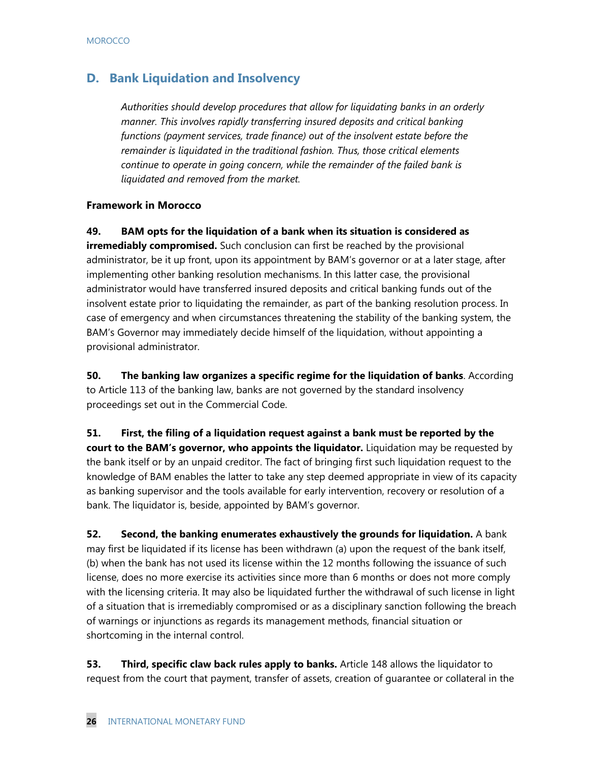## D. Bank Liquidation and Insolvency

*Authorities should develop procedures that allow for liquidating banks in an orderly manner. This involves rapidly transferring insured deposits and critical banking functions (payment services, trade finance) out of the insolvent estate before the remainder is liquidated in the traditional fashion. Thus, those critical elements continue to operate in going concern, while the remainder of the failed bank is liquidated and removed from the market.*

**Framework in Morocco**

**49. BAM opts for the liquidation of a bank when its situation is considered as irremediably compromised.** Such conclusion can first be reached by the provisional administrator, be it up front, upon its appointment by BAM's governor or at a later stage, after implementing other banking resolution mechanisms. In this latter case, the provisional administrator would have transferred insured deposits and critical banking funds out of the insolvent estate prior to liquidating the remainder, as part of the banking resolution process. In case of emergency and when circumstances threatening the stability of the banking system, the BAM's Governor may immediately decide himself of the liquidation, without appointing a provisional administrator.

**50. The banking law organizes a specific regime for the liquidation of banks**. According to Article 113 of the banking law, banks are not governed by the standard insolvency proceedings set out in the Commercial Code.

**51. First, the filing of a liquidation request against a bank must be reported by the court to the BAM's governor, who appoints the liquidator.** Liquidation may be requested by the bank itself or by an unpaid creditor. The fact of bringing first such liquidation request to the knowledge of BAM enables the latter to take any step deemed appropriate in view of its capacity as banking supervisor and the tools available for early intervention, recovery or resolution of a bank. The liquidator is, beside, appointed by BAM's governor.

**52. Second, the banking enumerates exhaustively the grounds for liquidation.** A bank may first be liquidated if its license has been withdrawn (a) upon the request of the bank itself, (b) when the bank has not used its license within the 12 months following the issuance of such license, does no more exercise its activities since more than 6 months or does not more comply with the licensing criteria. It may also be liquidated further the withdrawal of such license in light of a situation that is irremediably compromised or as a disciplinary sanction following the breach of warnings or injunctions as regards its management methods, financial situation or shortcoming in the internal control.

**53. Third, specific claw back rules apply to banks.** Article 148 allows the liquidator to request from the court that payment, transfer of assets, creation of guarantee or collateral in the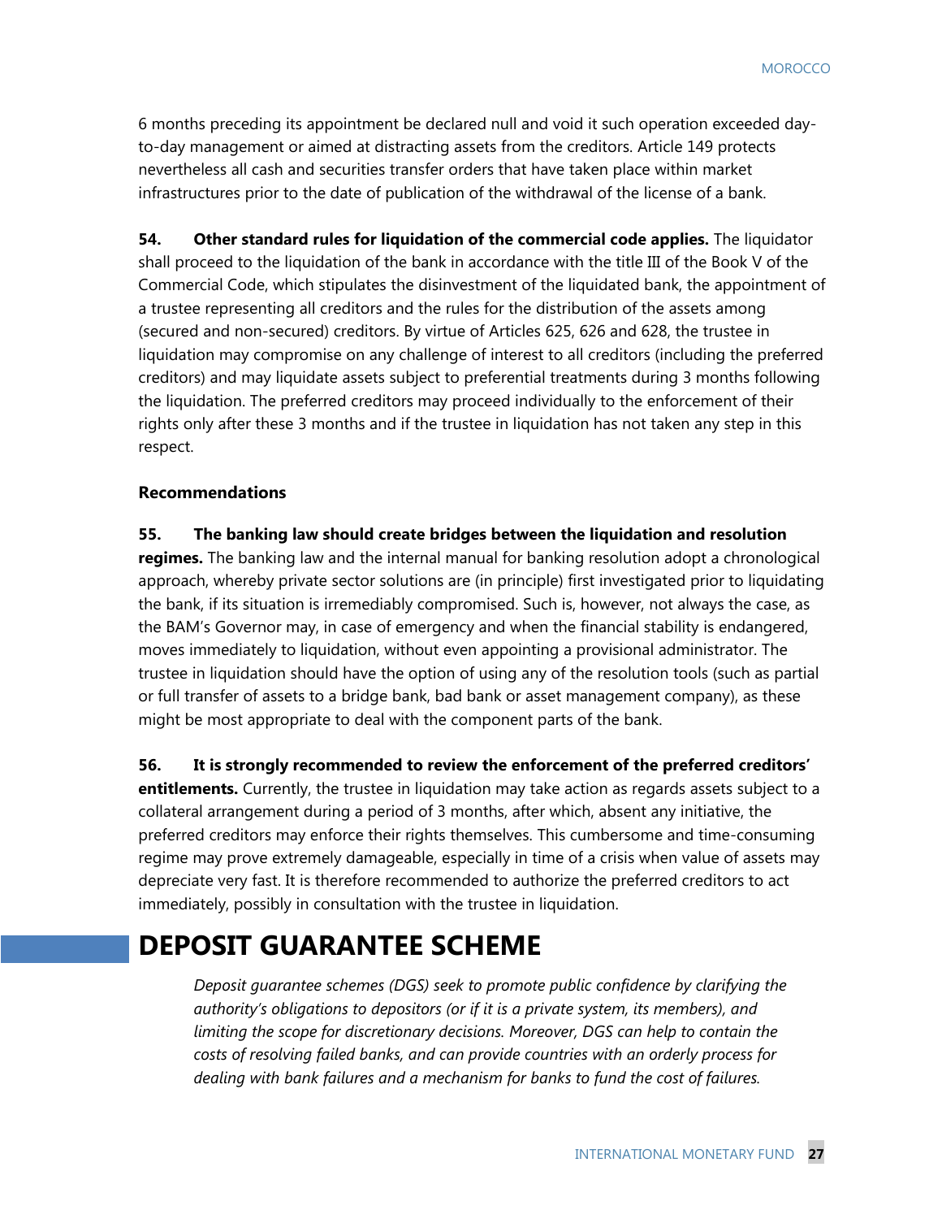6 months preceding its appointment be declared null and void it such operation exceeded day-to-day management or aimed at distracting assets from the creditors. Article 149 protects nevertheless all cash and securities transfer orders that have taken place within market infrastructures prior to the date of publication of the withdrawal of the license of a bank.

**54. Other standard rules for liquidation of the commercial code applies.** The liquidator shall proceed to the liquidation of the bank in accordance with the title III of the Book V of the Commercial Code, which stipulates the disinvestment of the liquidated bank, the appointment of a trustee representing all creditors and the rules for the distribution of the assets among (secured and non-secured) creditors. By virtue of Articles 625, 626 and 628, the trustee in liquidation may compromise on any challenge of interest to all creditors (including the preferred creditors) and may liquidate assets subject to preferential treatments during 3 months following the liquidation. The preferred creditors may proceed individually to the enforcement of their rights only after these 3 months and if the trustee in liquidation has not taken any step in this respect.

**Recommendations**

**55. The banking law should create bridges between the liquidation and resolution regimes.** The banking law and the internal manual for banking resolution adopt a chronological approach, whereby private sector solutions are (in principle) first investigated prior to liquidating the bank, if its situation is irremediably compromised. Such is, however, not always the case, as the BAM's Governor may, in case of emergency and when the financial stability is endangered, moves immediately to liquidation, without even appointing a provisional administrator. The trustee in liquidation should have the option of using any of the resolution tools (such as partial or full transfer of assets to a bridge bank, bad bank or asset management company), as these might be most appropriate to deal with the component parts of the bank.

**56. It is strongly recommended to review the enforcement of the preferred creditors' entitlements.** Currently, the trustee in liquidation may take action as regards assets subject to a collateral arrangement during a period of 3 months, after which, absent any initiative, the preferred creditors may enforce their rights themselves. This cumbersome and time-consuming regime may prove extremely damageable, especially in time of a crisis when value of assets may depreciate very fast. It is therefore recommended to authorize the preferred creditors to act immediately, possibly in consultation with the trustee in liquidation.

# DEPOSIT GUARANTEE SCHEME

*Deposit guarantee schemes (DGS) seek to promote public confidence by clarifying the authority's obligations to depositors (or if it is a private system, its members), and limiting the scope for discretionary decisions. Moreover, DGS can help to contain the costs of resolving failed banks, and can provide countries with an orderly process for dealing with bank failures and a mechanism for banks to fund the cost of failures.*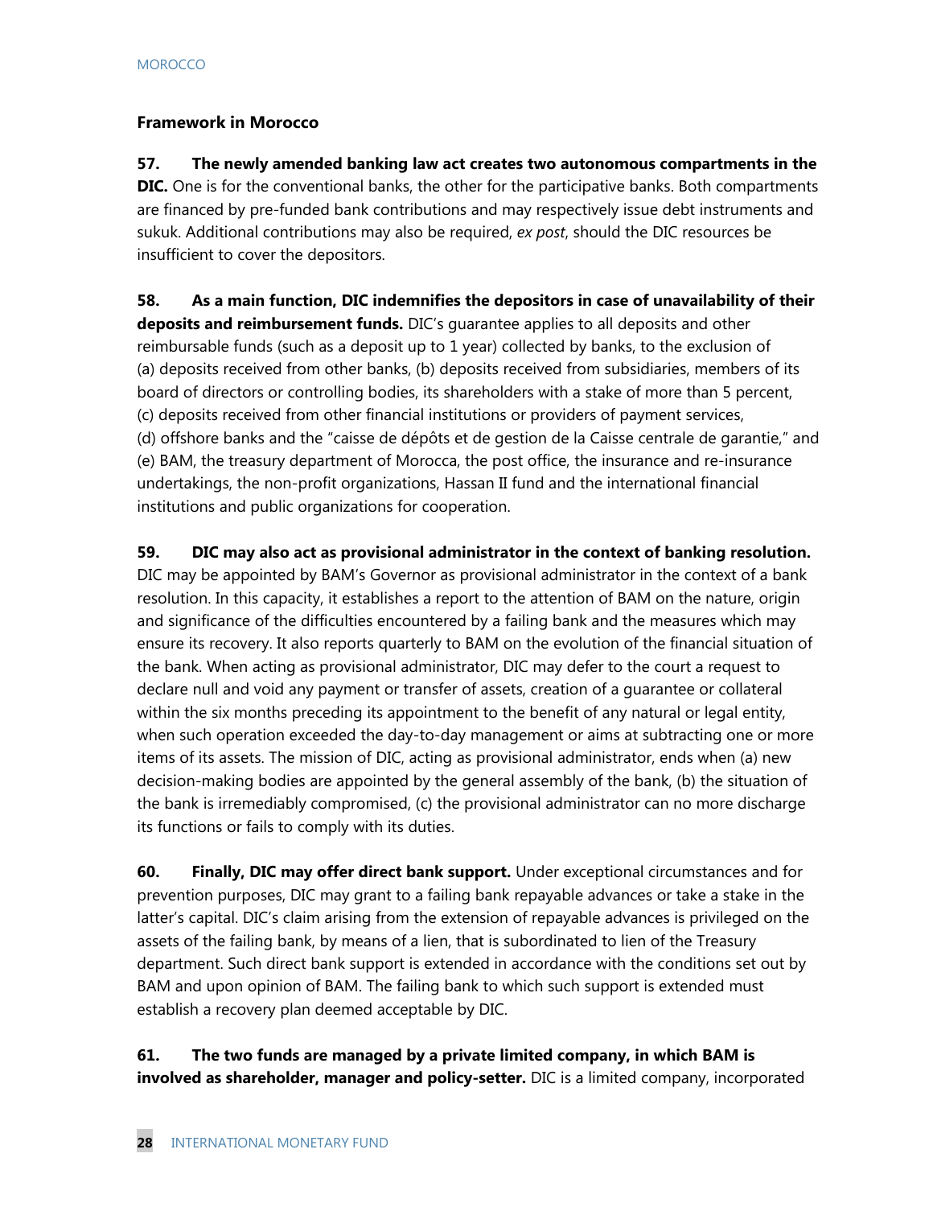### Framework in Morocco

**57. The newly amended banking law act creates two autonomous compartments in the DIC.** One is for the conventional banks, the other for the participative banks. Both compartments are financed by pre-funded bank contributions and may respectively issue debt instruments and sukuk. Additional contributions may also be required, *ex post*, should the DIC resources be insufficient to cover the depositors.

**58. As a main function, DIC indemnifies the depositors in case of unavailability of their deposits and reimbursement funds.** DIC's guarantee applies to all deposits and other reimbursable funds (such as a deposit up to 1 year) collected by banks, to the exclusion of (a) deposits received from other banks, (b) deposits received from subsidiaries, members of its board of directors or controlling bodies, its shareholders with a stake of more than 5 percent, (c) deposits received from other financial institutions or providers of payment services, (d) offshore banks and the "caisse de dépôts et de gestion de la Caisse centrale de garantie," and (e) BAM, the treasury department of Morocca, the post office, the insurance and re-insurance undertakings, the non-profit organizations, Hassan II fund and the international financial institutions and public organizations for cooperation.

**59. DIC may also act as provisional administrator in the context of banking resolution.** DIC may be appointed by BAM's Governor as provisional administrator in the context of a bank resolution. In this capacity, it establishes a report to the attention of BAM on the nature, origin and significance of the difficulties encountered by a failing bank and the measures which may ensure its recovery. It also reports quarterly to BAM on the evolution of the financial situation of the bank. When acting as provisional administrator, DIC may defer to the court a request to declare null and void any payment or transfer of assets, creation of a guarantee or collateral within the six months preceding its appointment to the benefit of any natural or legal entity, when such operation exceeded the day-to-day management or aims at subtracting one or more items of its assets. The mission of DIC, acting as provisional administrator, ends when (a) new decision-making bodies are appointed by the general assembly of the bank, (b) the situation of the bank is irremediably compromised, (c) the provisional administrator can no more discharge its functions or fails to comply with its duties.

**60. Finally, DIC may offer direct bank support.** Under exceptional circumstances and for prevention purposes, DIC may grant to a failing bank repayable advances or take a stake in the latter's capital. DIC's claim arising from the extension of repayable advances is privileged on the assets of the failing bank, by means of a lien, that is subordinated to lien of the Treasury department. Such direct bank support is extended in accordance with the conditions set out by BAM and upon opinion of BAM. The failing bank to which such support is extended must establish a recovery plan deemed acceptable by DIC.

**61. The two funds are managed by a private limited company, in which BAM is involved as shareholder, manager and policy-setter.** DIC is a limited company, incorporated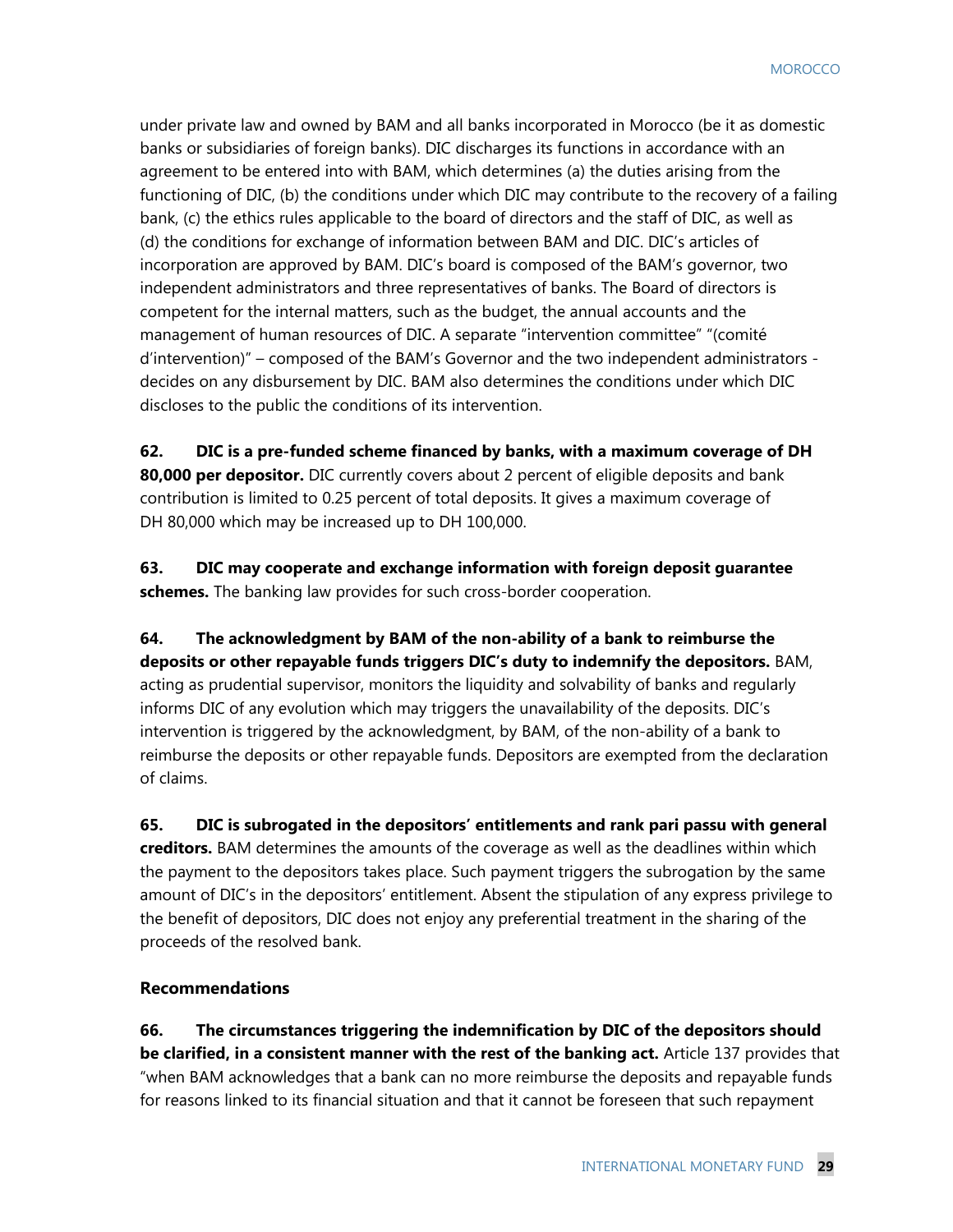under private law and owned by BAM and all banks incorporated in Morocco (be it as domestic banks or subsidiaries of foreign banks). DIC discharges its functions in accordance with an agreement to be entered into with BAM, which determines (a) the duties arising from the functioning of DIC, (b) the conditions under which DIC may contribute to the recovery of a failing bank, (c) the ethics rules applicable to the board of directors and the staff of DIC, as well as (d) the conditions for exchange of information between BAM and DIC. DIC's articles of incorporation are approved by BAM. DIC's board is composed of the BAM's governor, two independent administrators and three representatives of banks. The Board of directors is competent for the internal matters, such as the budget, the annual accounts and the management of human resources of DIC. A separate "intervention committee" "(comité d'intervention)" – composed of the BAM's Governor and the two independent administrators - decides on any disbursement by DIC. BAM also determines the conditions under which DIC discloses to the public the conditions of its intervention.

**62. DIC is a pre-funded scheme financed by banks, with a maximum coverage of DH 80,000 per depositor.** DIC currently covers about 2 percent of eligible deposits and bank contribution is limited to 0.25 percent of total deposits. It gives a maximum coverage of DH 80,000 which may be increased up to DH 100,000.

**63. DIC may cooperate and exchange information with foreign deposit guarantee schemes.** The banking law provides for such cross-border cooperation.

**64. The acknowledgment by BAM of the non-ability of a bank to reimburse the deposits or other repayable funds triggers DIC's duty to indemnify the depositors.** BAM, acting as prudential supervisor, monitors the liquidity and solvability of banks and regularly informs DIC of any evolution which may triggers the unavailability of the deposits. DIC's intervention is triggered by the acknowledgment, by BAM, of the non-ability of a bank to reimburse the deposits or other repayable funds. Depositors are exempted from the declaration of claims.

**65. DIC is subrogated in the depositors' entitlements and rank pari passu with general creditors.** BAM determines the amounts of the coverage as well as the deadlines within which the payment to the depositors takes place. Such payment triggers the subrogation by the same amount of DIC's in the depositors' entitlement. Absent the stipulation of any express privilege to the benefit of depositors, DIC does not enjoy any preferential treatment in the sharing of the proceeds of the resolved bank.

### Recommendations

**66. The circumstances triggering the indemnification by DIC of the depositors should be clarified, in a consistent manner with the rest of the banking act.** Article 137 provides that "when BAM acknowledges that a bank can no more reimburse the deposits and repayable funds for reasons linked to its financial situation and that it cannot be foreseen that such repayment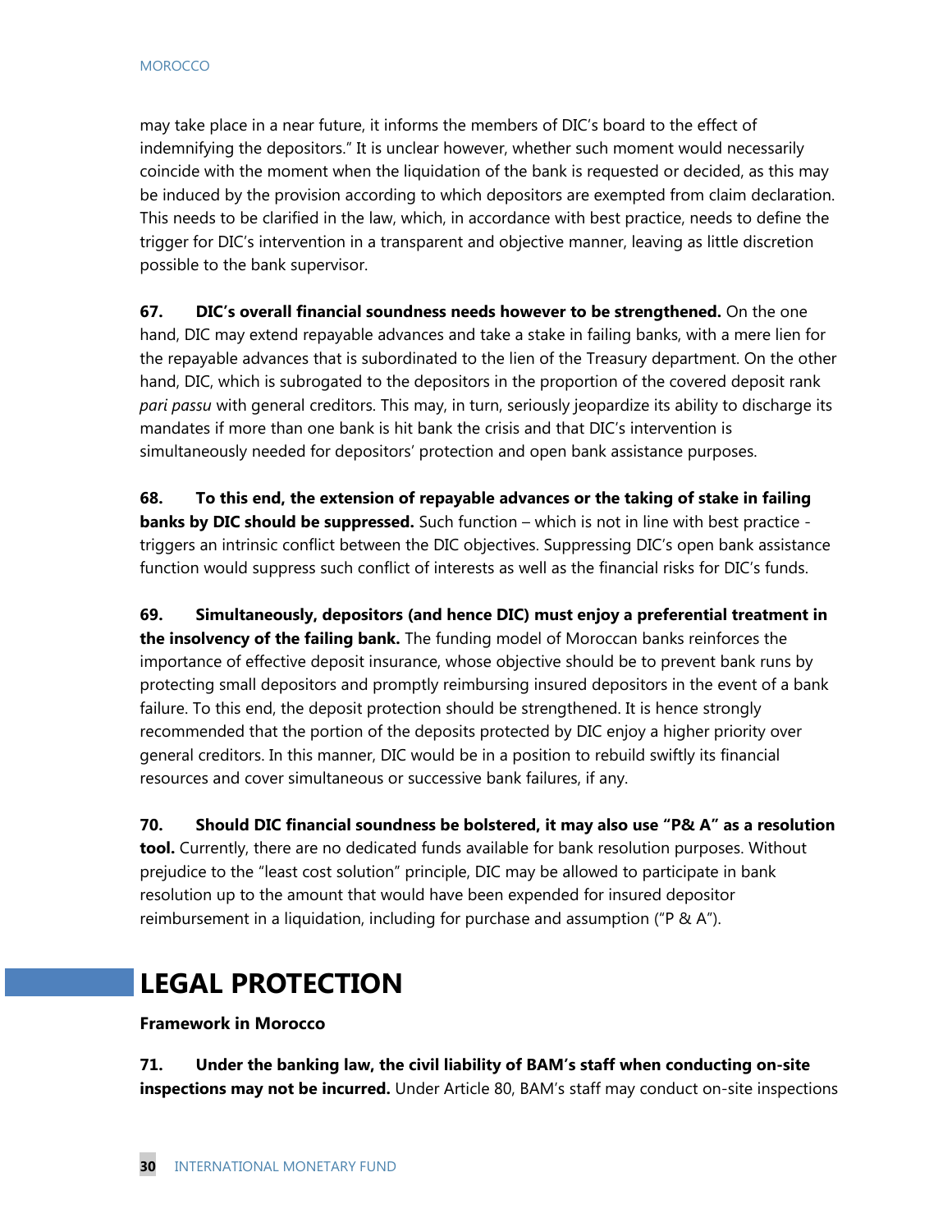may take place in a near future, it informs the members of DIC's board to the effect of indemnifying the depositors." It is unclear however, whether such moment would necessarily coincide with the moment when the liquidation of the bank is requested or decided, as this may be induced by the provision according to which depositors are exempted from claim declaration. This needs to be clarified in the law, which, in accordance with best practice, needs to define the trigger for DIC's intervention in a transparent and objective manner, leaving as little discretion possible to the bank supervisor.

**67. DIC's overall financial soundness needs however to be strengthened.** On the one hand, DIC may extend repayable advances and take a stake in failing banks, with a mere lien for the repayable advances that is subordinated to the lien of the Treasury department. On the other hand, DIC, which is subrogated to the depositors in the proportion of the covered deposit rank *pari passu* with general creditors. This may, in turn, seriously jeopardize its ability to discharge its mandates if more than one bank is hit bank the crisis and that DIC's intervention is simultaneously needed for depositors' protection and open bank assistance purposes.

**68. To this end, the extension of repayable advances or the taking of stake in failing banks by DIC should be suppressed.** Such function – which is not in line with best practice - triggers an intrinsic conflict between the DIC objectives. Suppressing DIC's open bank assistance function would suppress such conflict of interests as well as the financial risks for DIC's funds.

**69. Simultaneously, depositors (and hence DIC) must enjoy a preferential treatment in the insolvency of the failing bank.** The funding model of Moroccan banks reinforces the importance of effective deposit insurance, whose objective should be to prevent bank runs by protecting small depositors and promptly reimbursing insured depositors in the event of a bank failure. To this end, the deposit protection should be strengthened. It is hence strongly recommended that the portion of the deposits protected by DIC enjoy a higher priority over general creditors. In this manner, DIC would be in a position to rebuild swiftly its financial resources and cover simultaneous or successive bank failures, if any.

**70. Should DIC financial soundness be bolstered, it may also use "P& A" as a resolution tool.** Currently, there are no dedicated funds available for bank resolution purposes. Without prejudice to the "least cost solution" principle, DIC may be allowed to participate in bank resolution up to the amount that would have been expended for insured depositor reimbursement in a liquidation, including for purchase and assumption ("P & A").

# LEGAL PROTECTION

### Framework in Morocco

**71. Under the banking law, the civil liability of BAM's staff when conducting on-site inspections may not be incurred.** Under Article 80, BAM's staff may conduct on-site inspections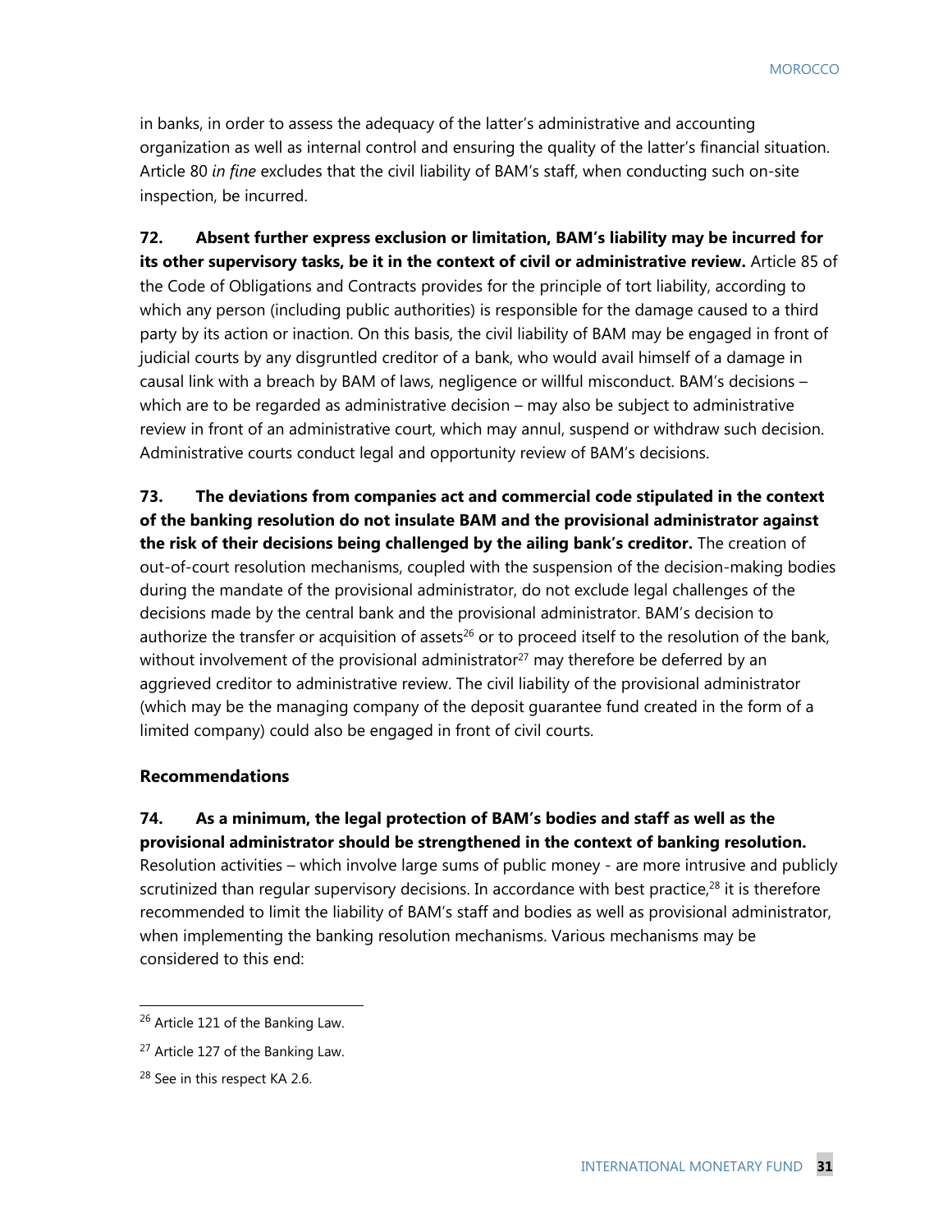in banks, in order to assess the adequacy of the latter's administrative and accounting organization as well as internal control and ensuring the quality of the latter's financial situation. Article 80 *in fine* excludes that the civil liability of BAM's staff, when conducting such on-site inspection, be incurred.

**72. Absent further express exclusion or limitation, BAM's liability may be incurred for its other supervisory tasks, be it in the context of civil or administrative review.** Article 85 of the Code of Obligations and Contracts provides for the principle of tort liability, according to which any person (including public authorities) is responsible for the damage caused to a third party by its action or inaction. On this basis, the civil liability of BAM may be engaged in front of judicial courts by any disgruntled creditor of a bank, who would avail himself of a damage in causal link with a breach by BAM of laws, negligence or willful misconduct. BAM's decisions – which are to be regarded as administrative decision – may also be subject to administrative review in front of an administrative court, which may annul, suspend or withdraw such decision. Administrative courts conduct legal and opportunity review of BAM's decisions.

**73. The deviations from companies act and commercial code stipulated in the context of the banking resolution do not insulate BAM and the provisional administrator against the risk of their decisions being challenged by the ailing bank's creditor.** The creation of out-of-court resolution mechanisms, coupled with the suspension of the decision-making bodies during the mandate of the provisional administrator, do not exclude legal challenges of the decisions made by the central bank and the provisional administrator. BAM's decision to authorize the transfer or acquisition of assets[26] or to proceed itself to the resolution of the bank, without involvement of the provisional administrator[27] may therefore be deferred by an aggrieved creditor to administrative review. The civil liability of the provisional administrator (which may be the managing company of the deposit guarantee fund created in the form of a limited company) could also be engaged in front of civil courts.

### Recommendations

**74. As a minimum, the legal protection of BAM's bodies and staff as well as the provisional administrator should be strengthened in the context of banking resolution.** Resolution activities – which involve large sums of public money - are more intrusive and publicly scrutinized than regular supervisory decisions. In accordance with best practice,[28] it is therefore recommended to limit the liability of BAM's staff and bodies as well as provisional administrator, when implementing the banking resolution mechanisms. Various mechanisms may be considered to this end:

---

[26] Article 121 of the Banking Law.

[27] Article 127 of the Banking Law.

[28] See in this respect KA 2.6.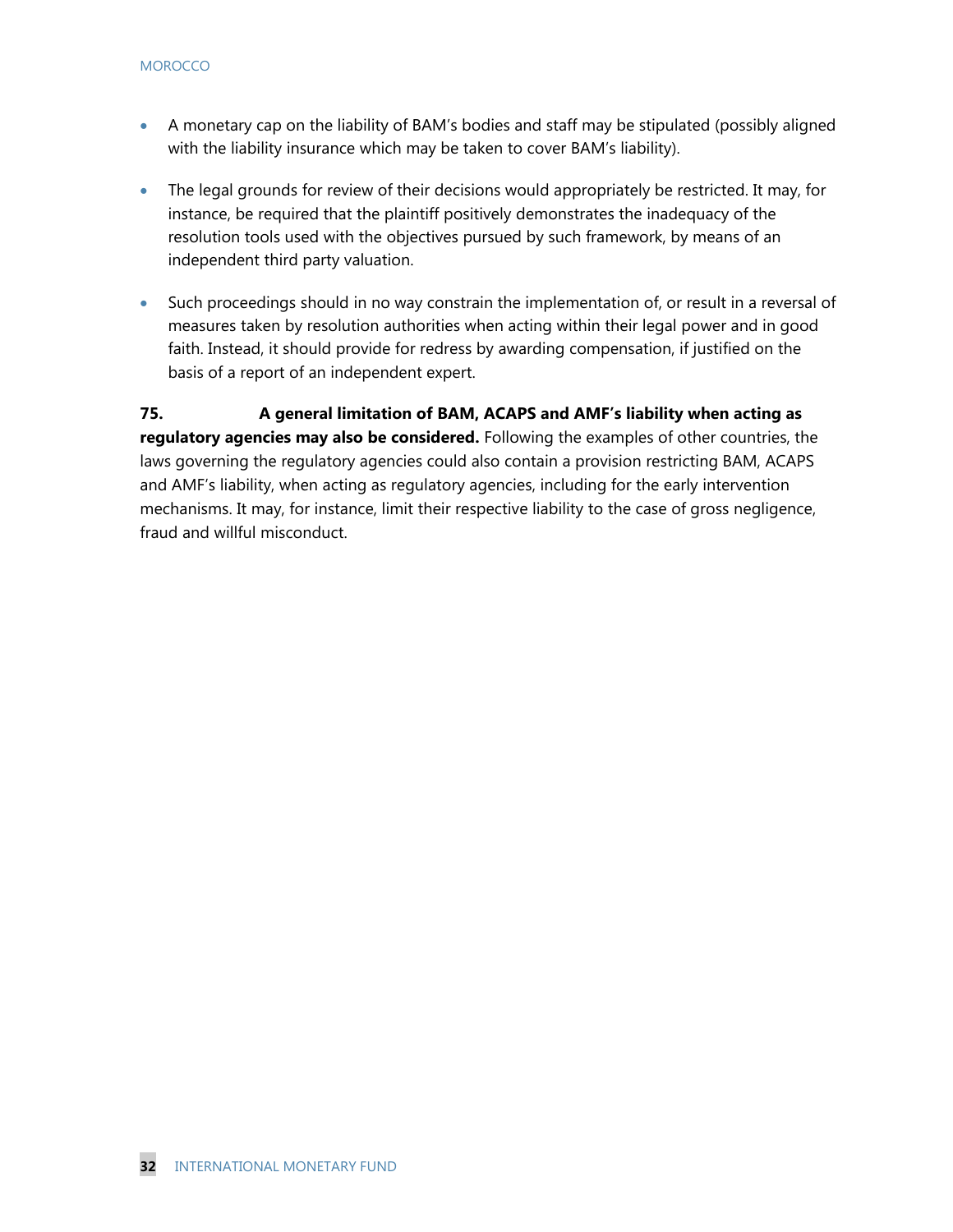- A monetary cap on the liability of BAM's bodies and staff may be stipulated (possibly aligned with the liability insurance which may be taken to cover BAM's liability).

- The legal grounds for review of their decisions would appropriately be restricted. It may, for instance, be required that the plaintiff positively demonstrates the inadequacy of the resolution tools used with the objectives pursued by such framework, by means of an independent third party valuation.

- Such proceedings should in no way constrain the implementation of, or result in a reversal of measures taken by resolution authorities when acting within their legal power and in good faith. Instead, it should provide for redress by awarding compensation, if justified on the basis of a report of an independent expert.

**75. A general limitation of BAM, ACAPS and AMF's liability when acting as regulatory agencies may also be considered.** Following the examples of other countries, the laws governing the regulatory agencies could also contain a provision restricting BAM, ACAPS and AMF's liability, when acting as regulatory agencies, including for the early intervention mechanisms. It may, for instance, limit their respective liability to the case of gross negligence, fraud and willful misconduct.